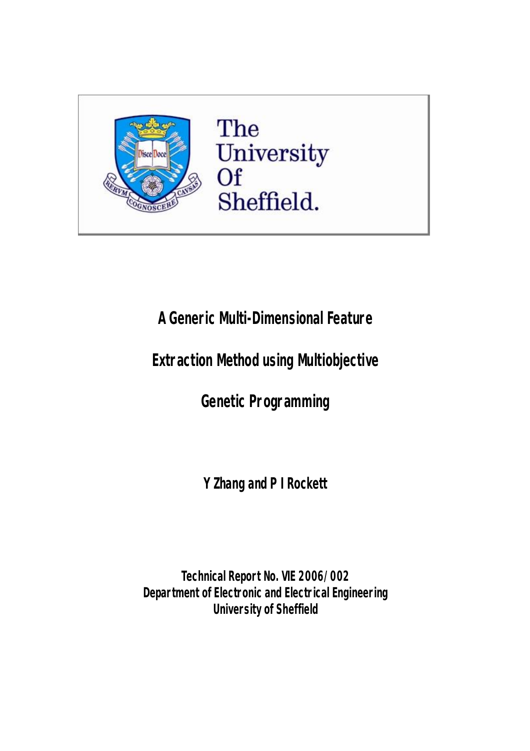The University Of Sheffield.

# A Generic Multi-Dimensional Feature Extraction Method using Multiobjective Genetic Programming

**Y Zhang and P I Rockett**

**Technical Report No. VIE 2006/002**
**Department of Electronic and Electrical Engineering**
**University of Sheffield**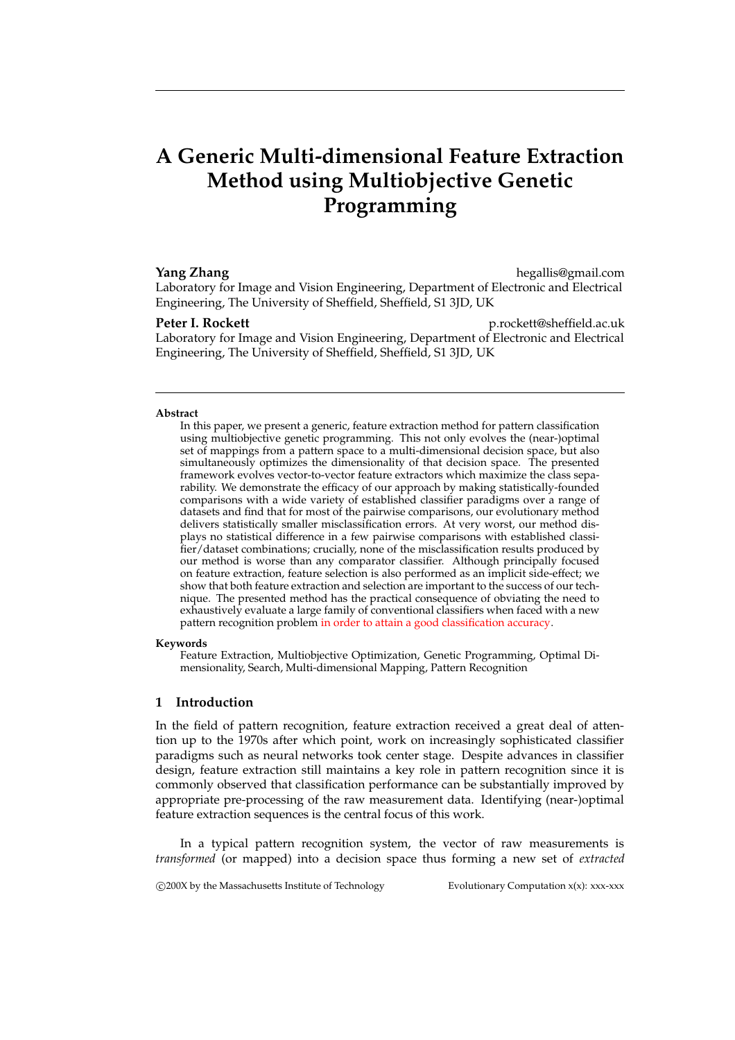# A Generic Multi-dimensional Feature Extraction Method using Multiobjective Genetic Programming

**Yang Zhang** hegallis@gmail.com
Laboratory for Image and Vision Engineering, Department of Electronic and Electrical Engineering, The University of Sheffield, Sheffield, S1 3JD, UK

**Peter I. Rockett** p.rockett@sheffield.ac.uk
Laboratory for Image and Vision Engineering, Department of Electronic and Electrical Engineering, The University of Sheffield, Sheffield, S1 3JD, UK

**Abstract**

In this paper, we present a generic, feature extraction method for pattern classification using multiobjective genetic programming. This not only evolves the (near-)optimal set of mappings from a pattern space to a multi-dimensional decision space, but also simultaneously optimizes the dimensionality of that decision space. The presented framework evolves vector-to-vector feature extractors which maximize the class separability. We demonstrate the efficacy of our approach by making statistically-founded comparisons with a wide variety of established classifier paradigms over a range of datasets and find that for most of the pairwise comparisons, our evolutionary method delivers statistically smaller misclassification errors. At very worst, our method displays no statistical difference in a few pairwise comparisons with established classifier/dataset combinations; crucially, none of the misclassification results produced by our method is worse than any comparator classifier. Although principally focused on feature extraction, feature selection is also performed as an implicit side-effect; we show that both feature extraction and selection are important to the success of our technique. The presented method has the practical consequence of obviating the need to exhaustively evaluate a large family of conventional classifiers when faced with a new pattern recognition problem in order to attain a good classification accuracy.

**Keywords**

Feature Extraction, Multiobjective Optimization, Genetic Programming, Optimal Dimensionality, Search, Multi-dimensional Mapping, Pattern Recognition

## 1 Introduction

In the field of pattern recognition, feature extraction received a great deal of attention up to the 1970s after which point, work on increasingly sophisticated classifier paradigms such as neural networks took center stage. Despite advances in classifier design, feature extraction still maintains a key role in pattern recognition since it is commonly observed that classification performance can be substantially improved by appropriate pre-processing of the raw measurement data. Identifying (near-)optimal feature extraction sequences is the central focus of this work.

In a typical pattern recognition system, the vector of raw measurements is *transformed* (or mapped) into a decision space thus forming a new set of *extracted*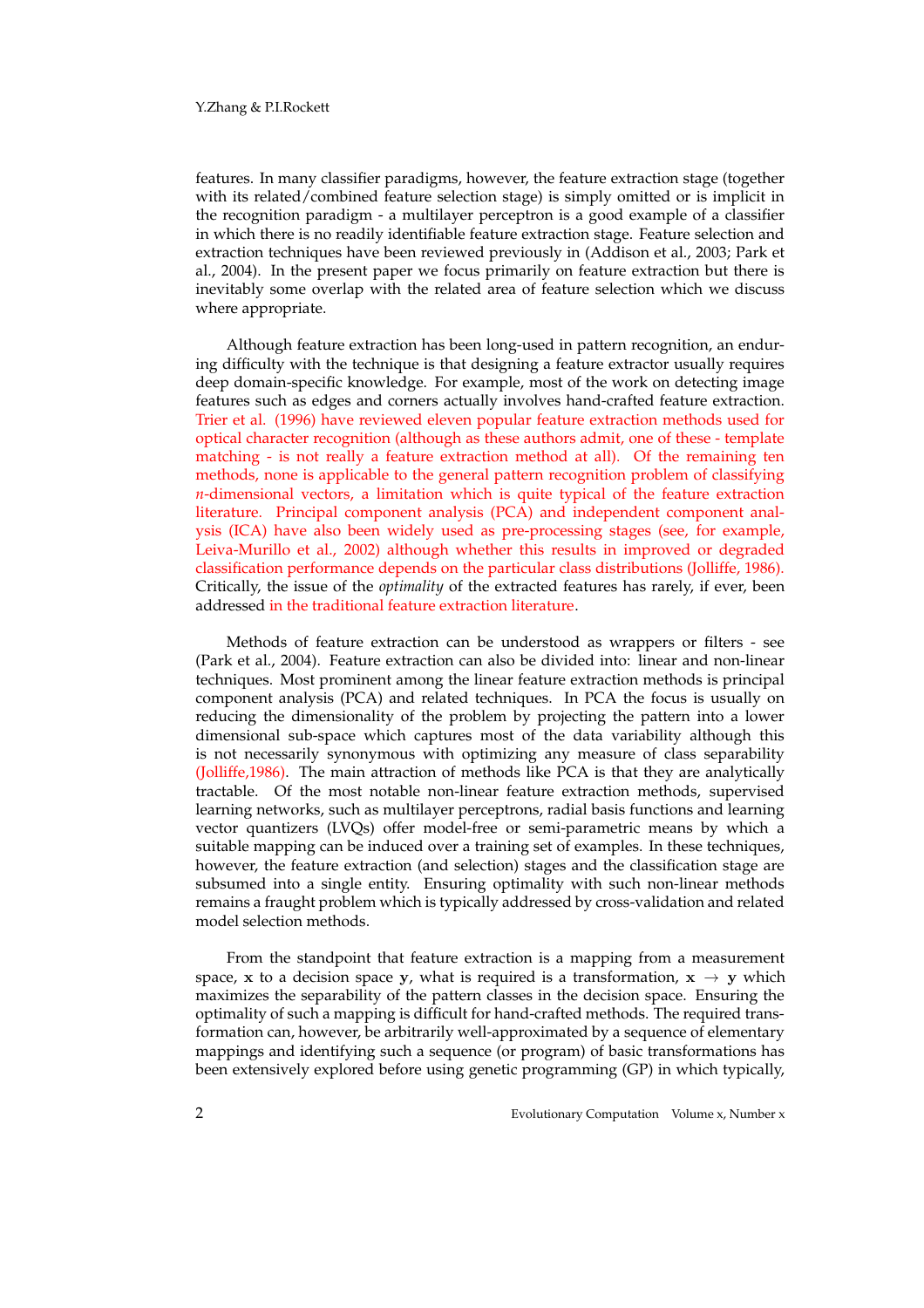features. In many classifier paradigms, however, the feature extraction stage (together with its related/combined feature selection stage) is simply omitted or is implicit in the recognition paradigm - a multilayer perceptron is a good example of a classifier in which there is no readily identifiable feature extraction stage. Feature selection and extraction techniques have been reviewed previously in (Addison et al., 2003; Park et al., 2004). In the present paper we focus primarily on feature extraction but there is inevitably some overlap with the related area of feature selection which we discuss where appropriate.

Although feature extraction has been long-used in pattern recognition, an enduring difficulty with the technique is that designing a feature extractor usually requires deep domain-specific knowledge. For example, most of the work on detecting image features such as edges and corners actually involves hand-crafted feature extraction. Trier et al. (1996) have reviewed eleven popular feature extraction methods used for optical character recognition (although as these authors admit, one of these - template matching - is not really a feature extraction method at all). Of the remaining ten methods, none is applicable to the general pattern recognition problem of classifying $n$-dimensional vectors, a limitation which is quite typical of the feature extraction literature. Principal component analysis (PCA) and independent component analysis (ICA) have also been widely used as pre-processing stages (see, for example, Leiva-Murillo et al., 2002) although whether this results in improved or degraded classification performance depends on the particular class distributions (Jolliffe, 1986). Critically, the issue of the *optimality* of the extracted features has rarely, if ever, been addressed in the traditional feature extraction literature.

Methods of feature extraction can be understood as wrappers or filters - see (Park et al., 2004). Feature extraction can also be divided into: linear and non-linear techniques. Most prominent among the linear feature extraction methods is principal component analysis (PCA) and related techniques. In PCA the focus is usually on reducing the dimensionality of the problem by projecting the pattern into a lower dimensional sub-space which captures most of the data variability although this is not necessarily synonymous with optimizing any measure of class separability (Jolliffe,1986). The main attraction of methods like PCA is that they are analytically tractable. Of the most notable non-linear feature extraction methods, supervised learning networks, such as multilayer perceptrons, radial basis functions and learning vector quantizers (LVQs) offer model-free or semi-parametric means by which a suitable mapping can be induced over a training set of examples. In these techniques, however, the feature extraction (and selection) stages and the classification stage are subsumed into a single entity. Ensuring optimality with such non-linear methods remains a fraught problem which is typically addressed by cross-validation and related model selection methods.

From the standpoint that feature extraction is a mapping from a measurement space, $\mathbf{x}$ to a decision space $\mathbf{y}$, what is required is a transformation, $\mathbf{x} \rightarrow \mathbf{y}$ which maximizes the separability of the pattern classes in the decision space. Ensuring the optimality of such a mapping is difficult for hand-crafted methods. The required transformation can, however, be arbitrarily well-approximated by a sequence of elementary mappings and identifying such a sequence (or program) of basic transformations has been extensively explored before using genetic programming (GP) in which typically,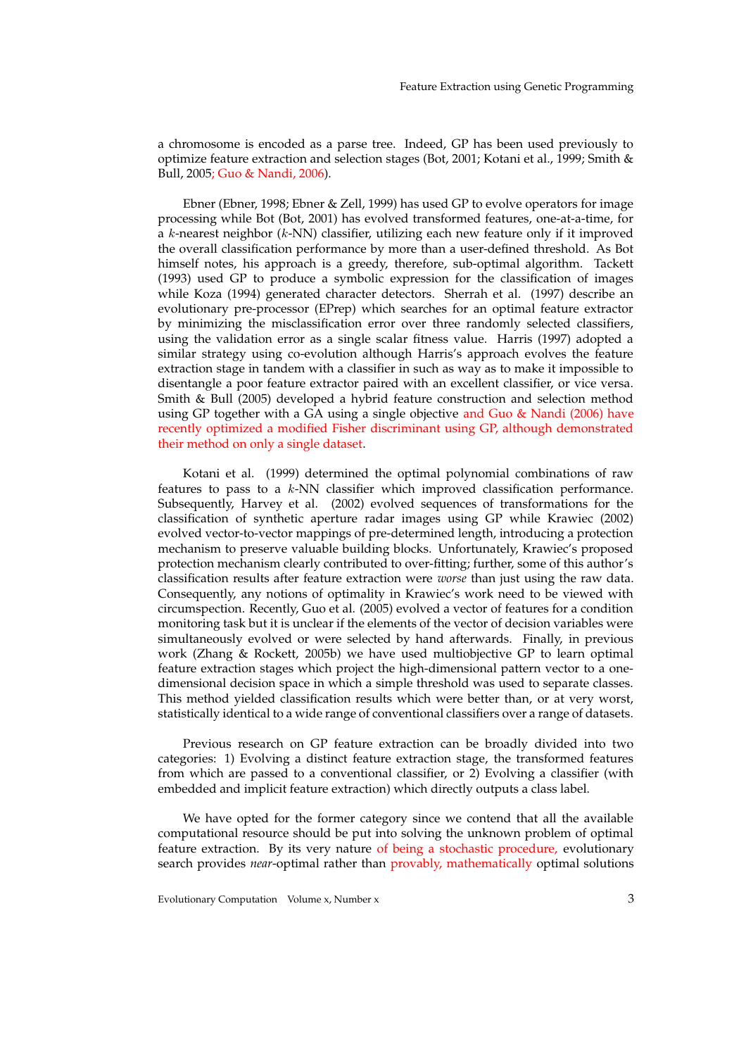a chromosome is encoded as a parse tree. Indeed, GP has been used previously to optimize feature extraction and selection stages (Bot, 2001; Kotani et al., 1999; Smith & Bull, 2005; Guo & Nandi, 2006).

Ebner (Ebner, 1998; Ebner & Zell, 1999) has used GP to evolve operators for image processing while Bot (Bot, 2001) has evolved transformed features, one-at-a-time, for a $k$-nearest neighbor ($k$-NN) classifier, utilizing each new feature only if it improved the overall classification performance by more than a user-defined threshold. As Bot himself notes, his approach is a greedy, therefore, sub-optimal algorithm. Tackett (1993) used GP to produce a symbolic expression for the classification of images while Koza (1994) generated character detectors. Sherrah et al. (1997) describe an evolutionary pre-processor (EPrep) which searches for an optimal feature extractor by minimizing the misclassification error over three randomly selected classifiers, using the validation error as a single scalar fitness value. Harris (1997) adopted a similar strategy using co-evolution although Harris's approach evolves the feature extraction stage in tandem with a classifier in such as way as to make it impossible to disentangle a poor feature extractor paired with an excellent classifier, or vice versa. Smith & Bull (2005) developed a hybrid feature construction and selection method using GP together with a GA using a single objective and Guo & Nandi (2006) have recently optimized a modified Fisher discriminant using GP, although demonstrated their method on only a single dataset.

Kotani et al. (1999) determined the optimal polynomial combinations of raw features to pass to a $k$-NN classifier which improved classification performance. Subsequently, Harvey et al. (2002) evolved sequences of transformations for the classification of synthetic aperture radar images using GP while Krawiec (2002) evolved vector-to-vector mappings of pre-determined length, introducing a protection mechanism to preserve valuable building blocks. Unfortunately, Krawiec's proposed protection mechanism clearly contributed to over-fitting; further, some of this author's classification results after feature extraction were *worse* than just using the raw data. Consequently, any notions of optimality in Krawiec's work need to be viewed with circumspection. Recently, Guo et al. (2005) evolved a vector of features for a condition monitoring task but it is unclear if the elements of the vector of decision variables were simultaneously evolved or were selected by hand afterwards. Finally, in previous work (Zhang & Rockett, 2005b) we have used multiobjective GP to learn optimal feature extraction stages which project the high-dimensional pattern vector to a one-dimensional decision space in which a simple threshold was used to separate classes. This method yielded classification results which were better than, or at very worst, statistically identical to a wide range of conventional classifiers over a range of datasets.

Previous research on GP feature extraction can be broadly divided into two categories: 1) Evolving a distinct feature extraction stage, the transformed features from which are passed to a conventional classifier, or 2) Evolving a classifier (with embedded and implicit feature extraction) which directly outputs a class label.

We have opted for the former category since we contend that all the available computational resource should be put into solving the unknown problem of optimal feature extraction. By its very nature of being a stochastic procedure, evolutionary search provides *near*-optimal rather than provably, mathematically optimal solutions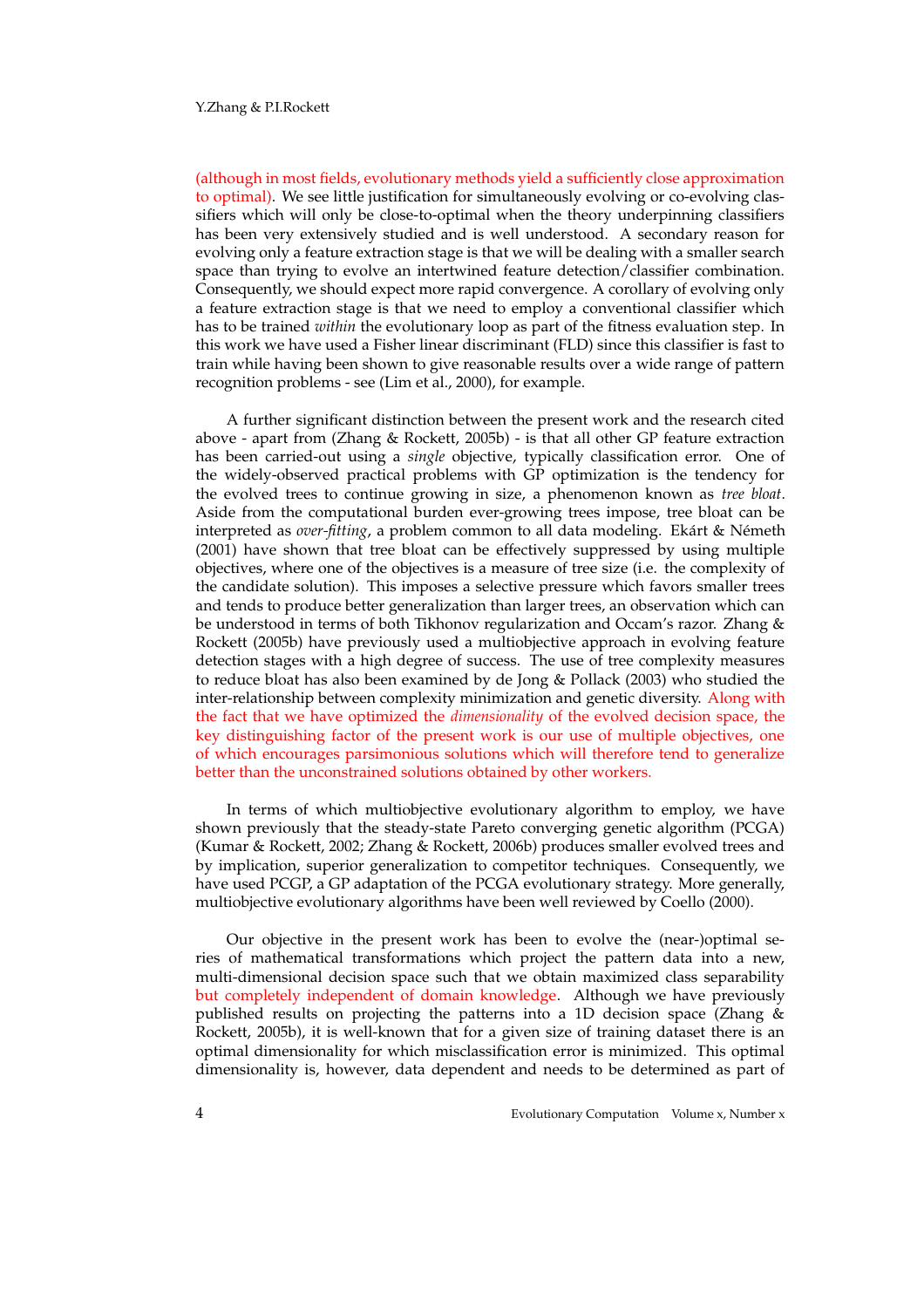(although in most fields, evolutionary methods yield a sufficiently close approximation to optimal). We see little justification for simultaneously evolving or co-evolving classifiers which will only be close-to-optimal when the theory underpinning classifiers has been very extensively studied and is well understood. A secondary reason for evolving only a feature extraction stage is that we will be dealing with a smaller search space than trying to evolve an intertwined feature detection/classifier combination. Consequently, we should expect more rapid convergence. A corollary of evolving only a feature extraction stage is that we need to employ a conventional classifier which has to be trained *within* the evolutionary loop as part of the fitness evaluation step. In this work we have used a Fisher linear discriminant (FLD) since this classifier is fast to train while having been shown to give reasonable results over a wide range of pattern recognition problems - see (Lim et al., 2000), for example.

A further significant distinction between the present work and the research cited above - apart from (Zhang & Rockett, 2005b) - is that all other GP feature extraction has been carried-out using a *single* objective, typically classification error. One of the widely-observed practical problems with GP optimization is the tendency for the evolved trees to continue growing in size, a phenomenon known as *tree bloat*. Aside from the computational burden ever-growing trees impose, tree bloat can be interpreted as *over-fitting*, a problem common to all data modeling. Ekárt & Németh (2001) have shown that tree bloat can be effectively suppressed by using multiple objectives, where one of the objectives is a measure of tree size (i.e. the complexity of the candidate solution). This imposes a selective pressure which favors smaller trees and tends to produce better generalization than larger trees, an observation which can be understood in terms of both Tikhonov regularization and Occam's razor. Zhang & Rockett (2005b) have previously used a multiobjective approach in evolving feature detection stages with a high degree of success. The use of tree complexity measures to reduce bloat has also been examined by de Jong & Pollack (2003) who studied the inter-relationship between complexity minimization and genetic diversity. Along with the fact that we have optimized the *dimensionality* of the evolved decision space, the key distinguishing factor of the present work is our use of multiple objectives, one of which encourages parsimonious solutions which will therefore tend to generalize better than the unconstrained solutions obtained by other workers.

In terms of which multiobjective evolutionary algorithm to employ, we have shown previously that the steady-state Pareto converging genetic algorithm (PCGA) (Kumar & Rockett, 2002; Zhang & Rockett, 2006b) produces smaller evolved trees and by implication, superior generalization to competitor techniques. Consequently, we have used PCGP, a GP adaptation of the PCGA evolutionary strategy. More generally, multiobjective evolutionary algorithms have been well reviewed by Coello (2000).

Our objective in the present work has been to evolve the (near-)optimal series of mathematical transformations which project the pattern data into a new, multi-dimensional decision space such that we obtain maximized class separability but completely independent of domain knowledge. Although we have previously published results on projecting the patterns into a 1D decision space (Zhang & Rockett, 2005b), it is well-known that for a given size of training dataset there is an optimal dimensionality for which misclassification error is minimized. This optimal dimensionality is, however, data dependent and needs to be determined as part of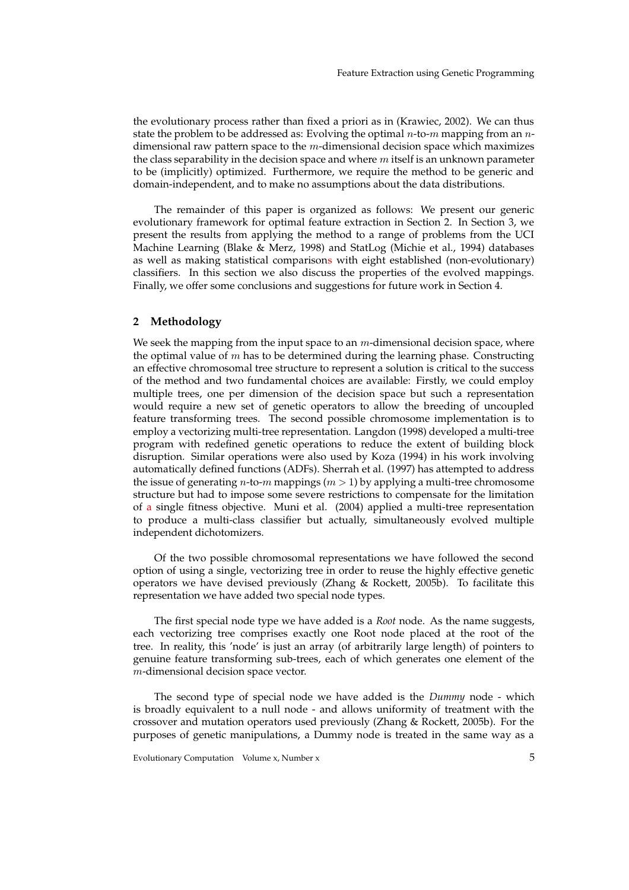the evolutionary process rather than fixed a priori as in (Krawiec, 2002). We can thus state the problem to be addressed as: Evolving the optimal $n$-to-$m$ mapping from an $n$-dimensional raw pattern space to the $m$-dimensional decision space which maximizes the class separability in the decision space and where $m$ itself is an unknown parameter to be (implicitly) optimized. Furthermore, we require the method to be generic and domain-independent, and to make no assumptions about the data distributions.

The remainder of this paper is organized as follows: We present our generic evolutionary framework for optimal feature extraction in Section 2. In Section 3, we present the results from applying the method to a range of problems from the UCI Machine Learning (Blake & Merz, 1998) and StatLog (Michie et al., 1994) databases as well as making statistical comparisons with eight established (non-evolutionary) classifiers. In this section we also discuss the properties of the evolved mappings. Finally, we offer some conclusions and suggestions for future work in Section 4.

## 2 Methodology

We seek the mapping from the input space to an $m$-dimensional decision space, where the optimal value of $m$ has to be determined during the learning phase. Constructing an effective chromosomal tree structure to represent a solution is critical to the success of the method and two fundamental choices are available: Firstly, we could employ multiple trees, one per dimension of the decision space but such a representation would require a new set of genetic operators to allow the breeding of uncoupled feature transforming trees. The second possible chromosome implementation is to employ a vectorizing multi-tree representation. Langdon (1998) developed a multi-tree program with redefined genetic operations to reduce the extent of building block disruption. Similar operations were also used by Koza (1994) in his work involving automatically defined functions (ADFs). Sherrah et al. (1997) has attempted to address the issue of generating $n$-to-$m$ mappings ($m > 1$) by applying a multi-tree chromosome structure but had to impose some severe restrictions to compensate for the limitation of a single fitness objective. Muni et al. (2004) applied a multi-tree representation to produce a multi-class classifier but actually, simultaneously evolved multiple independent dichotomizers.

Of the two possible chromosomal representations we have followed the second option of using a single, vectorizing tree in order to reuse the highly effective genetic operators we have devised previously (Zhang & Rockett, 2005b). To facilitate this representation we have added two special node types.

The first special node type we have added is a *Root* node. As the name suggests, each vectorizing tree comprises exactly one Root node placed at the root of the tree. In reality, this 'node' is just an array (of arbitrarily large length) of pointers to genuine feature transforming sub-trees, each of which generates one element of the $m$-dimensional decision space vector.

The second type of special node we have added is the *Dummy* node - which is broadly equivalent to a null node - and allows uniformity of treatment with the crossover and mutation operators used previously (Zhang & Rockett, 2005b). For the purposes of genetic manipulations, a Dummy node is treated in the same way as a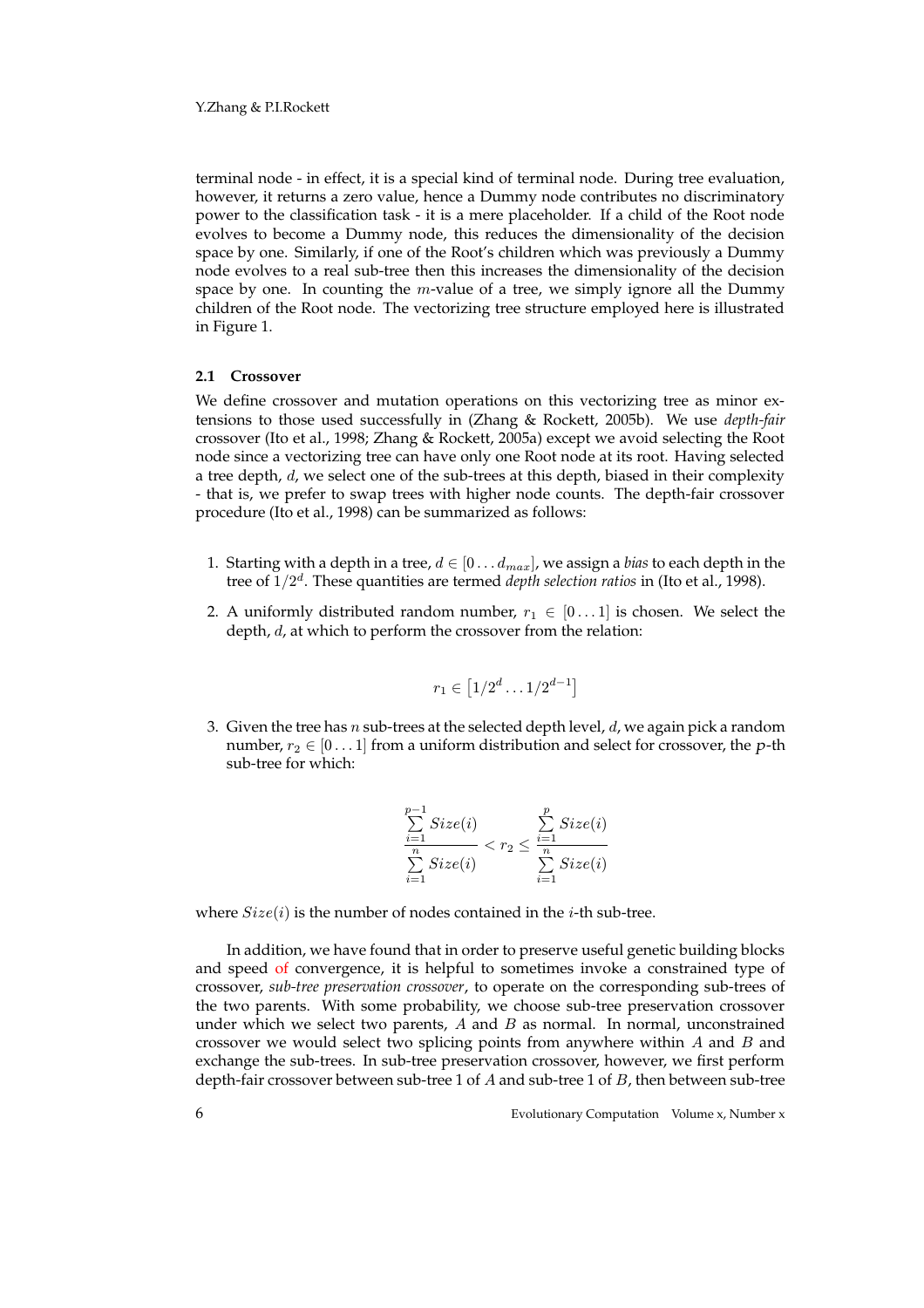terminal node - in effect, it is a special kind of terminal node. During tree evaluation, however, it returns a zero value, hence a Dummy node contributes no discriminatory power to the classification task - it is a mere placeholder. If a child of the Root node evolves to become a Dummy node, this reduces the dimensionality of the decision space by one. Similarly, if one of the Root's children which was previously a Dummy node evolves to a real sub-tree then this increases the dimensionality of the decision space by one. In counting the $m$-value of a tree, we simply ignore all the Dummy children of the Root node. The vectorizing tree structure employed here is illustrated in Figure 1.

### 2.1 Crossover

We define crossover and mutation operations on this vectorizing tree as minor extensions to those used successfully in (Zhang & Rockett, 2005b). We use *depth-fair* crossover (Ito et al., 1998; Zhang & Rockett, 2005a) except we avoid selecting the Root node since a vectorizing tree can have only one Root node at its root. Having selected a tree depth, $d$, we select one of the sub-trees at this depth, biased in their complexity - that is, we prefer to swap trees with higher node counts. The depth-fair crossover procedure (Ito et al., 1998) can be summarized as follows:

1. Starting with a depth in a tree, $d \in [0 \ldots d_{max}]$, we assign a *bias* to each depth in the tree of $1/2^d$. These quantities are termed *depth selection ratios* in (Ito et al., 1998).

2. A uniformly distributed random number, $r_1 \in [0 \ldots 1]$ is chosen. We select the depth, $d$, at which to perform the crossover from the relation:

$$r_1 \in \left[1/2^d \ldots 1/2^{d-1}\right]$$

3. Given the tree has $n$ sub-trees at the selected depth level, $d$, we again pick a random number, $r_2 \in [0 \ldots 1]$ from a uniform distribution and select for crossover, the $p$-th sub-tree for which:

$$\frac{\sum_{i=1}^{p-1} Size(i)}{\sum_{i=1}^{n} Size(i)} < r_2 \leq \frac{\sum_{i=1}^{p} Size(i)}{\sum_{i=1}^{n} Size(i)}$$

where $Size(i)$ is the number of nodes contained in the $i$-th sub-tree.

In addition, we have found that in order to preserve useful genetic building blocks and speed of convergence, it is helpful to sometimes invoke a constrained type of crossover, *sub-tree preservation crossover*, to operate on the corresponding sub-trees of the two parents. With some probability, we choose sub-tree preservation crossover under which we select two parents, $A$ and $B$ as normal. In normal, unconstrained crossover we would select two splicing points from anywhere within $A$ and $B$ and exchange the sub-trees. In sub-tree preservation crossover, however, we first perform depth-fair crossover between sub-tree 1 of $A$ and sub-tree 1 of $B$, then between sub-tree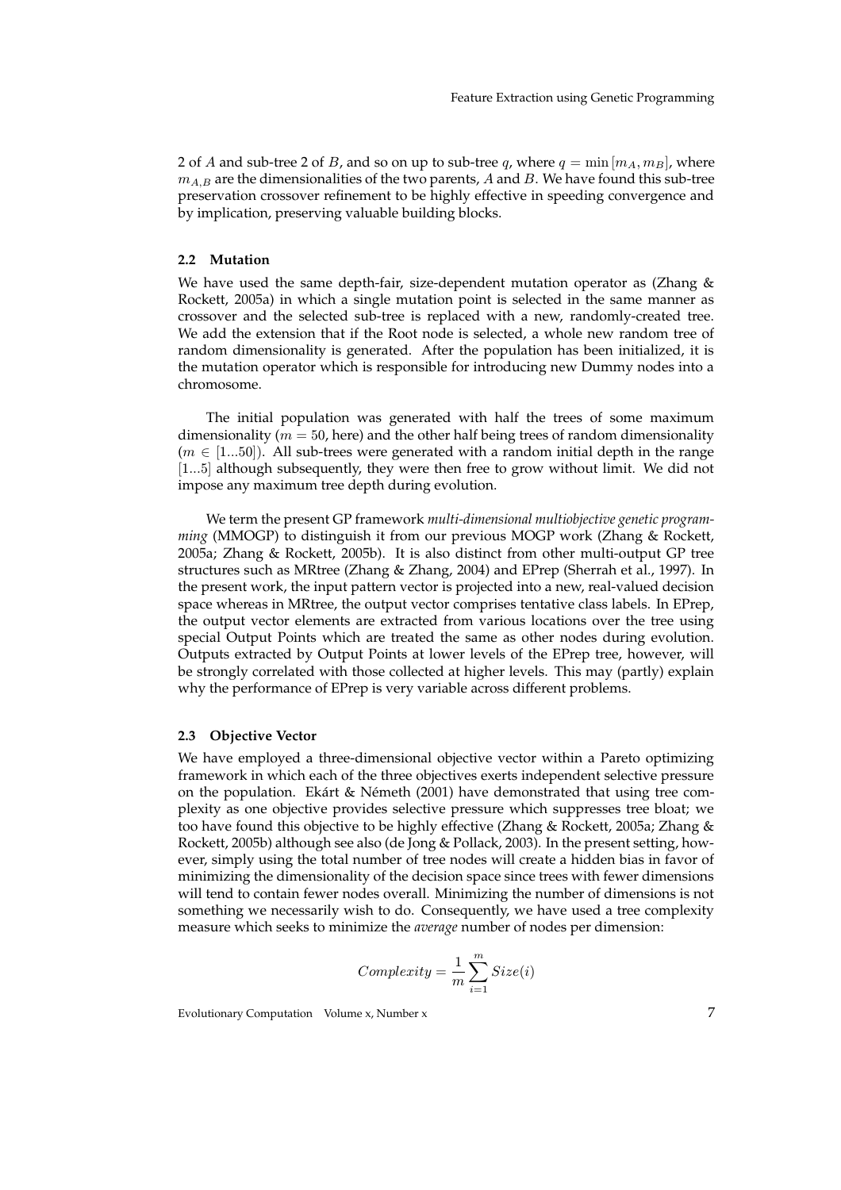2 of $A$ and sub-tree 2 of $B$, and so on up to sub-tree $q$, where $q = \min[m_A, m_B]$, where $m_{A,B}$ are the dimensionalities of the two parents, $A$ and $B$. We have found this sub-tree preservation crossover refinement to be highly effective in speeding convergence and by implication, preserving valuable building blocks.

### 2.2 Mutation

We have used the same depth-fair, size-dependent mutation operator as (Zhang & Rockett, 2005a) in which a single mutation point is selected in the same manner as crossover and the selected sub-tree is replaced with a new, randomly-created tree. We add the extension that if the Root node is selected, a whole new random tree of random dimensionality is generated. After the population has been initialized, it is the mutation operator which is responsible for introducing new Dummy nodes into a chromosome.

The initial population was generated with half the trees of some maximum dimensionality ($m = 50$, here) and the other half being trees of random dimensionality ($m \in [1...50]$). All sub-trees were generated with a random initial depth in the range $[1...5]$ although subsequently, they were then free to grow without limit. We did not impose any maximum tree depth during evolution.

We term the present GP framework *multi-dimensional multiobjective genetic programming* (MMOGP) to distinguish it from our previous MOGP work (Zhang & Rockett, 2005a; Zhang & Rockett, 2005b). It is also distinct from other multi-output GP tree structures such as MRtree (Zhang & Zhang, 2004) and EPrep (Sherrah et al., 1997). In the present work, the input pattern vector is projected into a new, real-valued decision space whereas in MRtree, the output vector comprises tentative class labels. In EPrep, the output vector elements are extracted from various locations over the tree using special Output Points which are treated the same as other nodes during evolution. Outputs extracted by Output Points at lower levels of the EPrep tree, however, will be strongly correlated with those collected at higher levels. This may (partly) explain why the performance of EPrep is very variable across different problems.

### 2.3 Objective Vector

We have employed a three-dimensional objective vector within a Pareto optimizing framework in which each of the three objectives exerts independent selective pressure on the population. Ekárt & Németh (2001) have demonstrated that using tree complexity as one objective provides selective pressure which suppresses tree bloat; we too have found this objective to be highly effective (Zhang & Rockett, 2005a; Zhang & Rockett, 2005b) although see also (de Jong & Pollack, 2003). In the present setting, however, simply using the total number of tree nodes will create a hidden bias in favor of minimizing the dimensionality of the decision space since trees with fewer dimensions will tend to contain fewer nodes overall. Minimizing the number of dimensions is not something we necessarily wish to do. Consequently, we have used a tree complexity measure which seeks to minimize the *average* number of nodes per dimension:

$$Complexity = \frac{1}{m} \sum_{i=1}^{m} Size(i)$$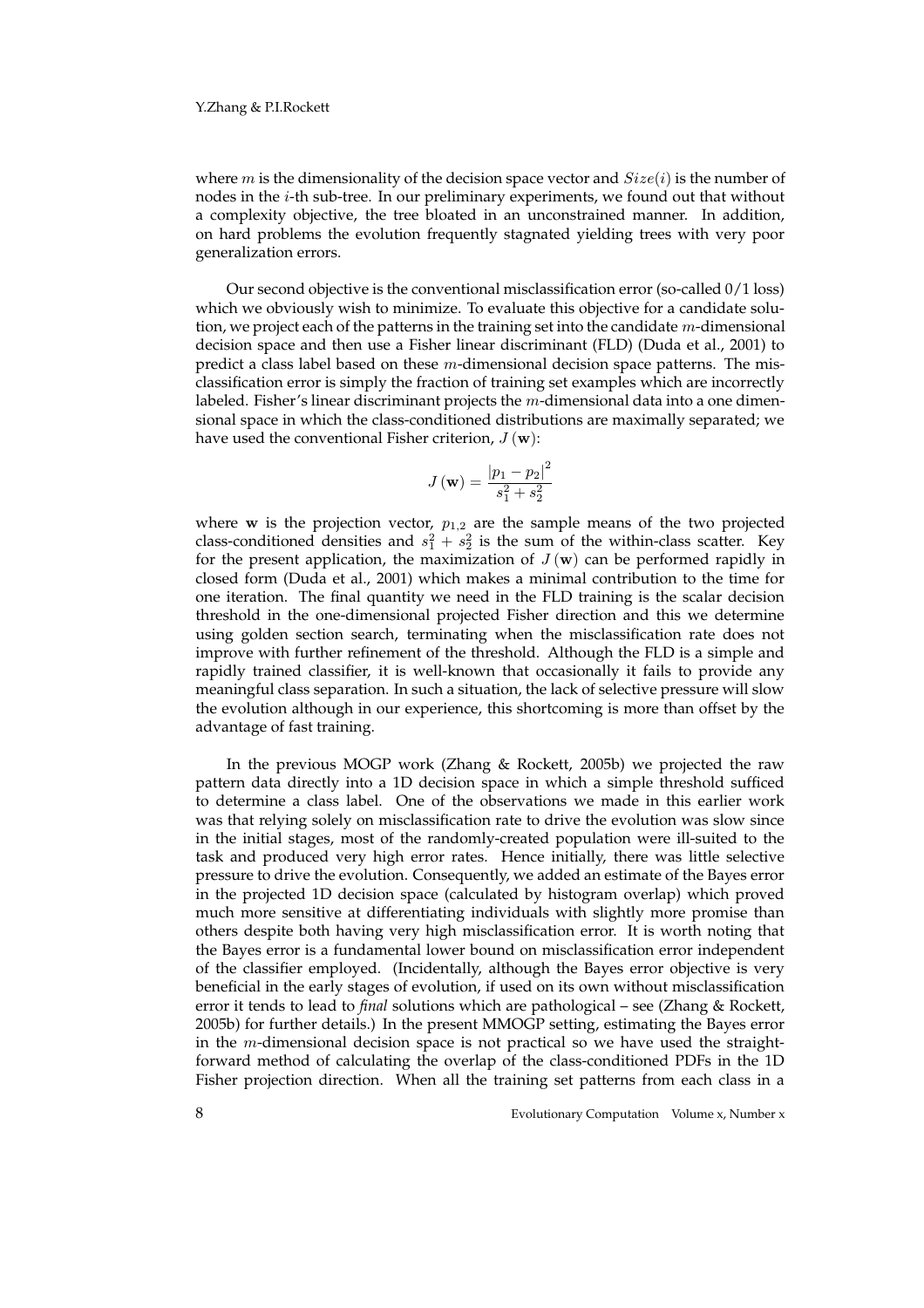where $m$ is the dimensionality of the decision space vector and $Size(i)$ is the number of nodes in the $i$-th sub-tree. In our preliminary experiments, we found out that without a complexity objective, the tree bloated in an unconstrained manner. In addition, on hard problems the evolution frequently stagnated yielding trees with very poor generalization errors.

Our second objective is the conventional misclassification error (so-called 0/1 loss) which we obviously wish to minimize. To evaluate this objective for a candidate solution, we project each of the patterns in the training set into the candidate $m$-dimensional decision space and then use a Fisher linear discriminant (FLD) (Duda et al., 2001) to predict a class label based on these $m$-dimensional decision space patterns. The misclassification error is simply the fraction of training set examples which are incorrectly labeled. Fisher's linear discriminant projects the $m$-dimensional data into a one dimensional space in which the class-conditioned distributions are maximally separated; we have used the conventional Fisher criterion, $J(\mathbf{w})$:

$$J(\mathbf{w}) = \frac{|p_1 - p_2|^2}{s_1^2 + s_2^2}$$

where $\mathbf{w}$ is the projection vector, $p_{1,2}$ are the sample means of the two projected class-conditioned densities and $s_1^2 + s_2^2$ is the sum of the within-class scatter. Key for the present application, the maximization of $J(\mathbf{w})$ can be performed rapidly in closed form (Duda et al., 2001) which makes a minimal contribution to the time for one iteration. The final quantity we need in the FLD training is the scalar decision threshold in the one-dimensional projected Fisher direction and this we determine using golden section search, terminating when the misclassification rate does not improve with further refinement of the threshold. Although the FLD is a simple and rapidly trained classifier, it is well-known that occasionally it fails to provide any meaningful class separation. In such a situation, the lack of selective pressure will slow the evolution although in our experience, this shortcoming is more than offset by the advantage of fast training.

In the previous MOGP work (Zhang & Rockett, 2005b) we projected the raw pattern data directly into a 1D decision space in which a simple threshold sufficed to determine a class label. One of the observations we made in this earlier work was that relying solely on misclassification rate to drive the evolution was slow since in the initial stages, most of the randomly-created population were ill-suited to the task and produced very high error rates. Hence initially, there was little selective pressure to drive the evolution. Consequently, we added an estimate of the Bayes error in the projected 1D decision space (calculated by histogram overlap) which proved much more sensitive at differentiating individuals with slightly more promise than others despite both having very high misclassification error. It is worth noting that the Bayes error is a fundamental lower bound on misclassification error independent of the classifier employed. (Incidentally, although the Bayes error objective is very beneficial in the early stages of evolution, if used on its own without misclassification error it tends to lead to *final* solutions which are pathological – see (Zhang & Rockett, 2005b) for further details.) In the present MMOGP setting, estimating the Bayes error in the $m$-dimensional decision space is not practical so we have used the straightforward method of calculating the overlap of the class-conditioned PDFs in the 1D Fisher projection direction. When all the training set patterns from each class in a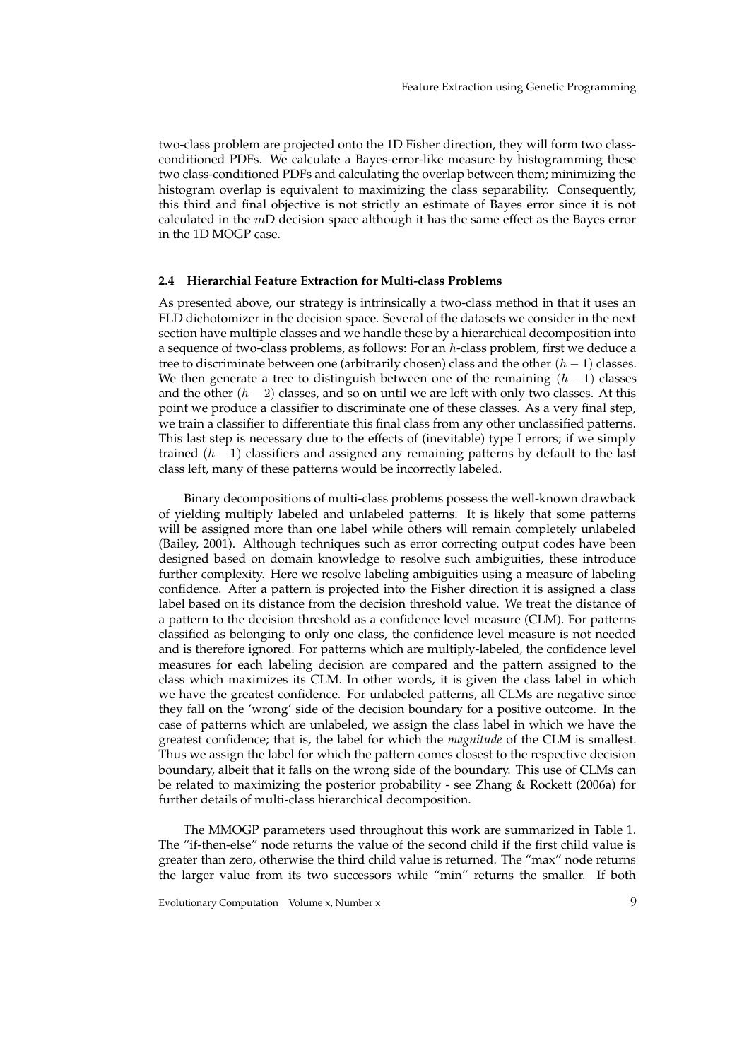two-class problem are projected onto the 1D Fisher direction, they will form two class-conditioned PDFs. We calculate a Bayes-error-like measure by histogramming these two class-conditioned PDFs and calculating the overlap between them; minimizing the histogram overlap is equivalent to maximizing the class separability. Consequently, this third and final objective is not strictly an estimate of Bayes error since it is not calculated in the $m$D decision space although it has the same effect as the Bayes error in the 1D MOGP case.

### 2.4 Hierarchial Feature Extraction for Multi-class Problems

As presented above, our strategy is intrinsically a two-class method in that it uses an FLD dichotomizer in the decision space. Several of the datasets we consider in the next section have multiple classes and we handle these by a hierarchical decomposition into a sequence of two-class problems, as follows: For an $h$-class problem, first we deduce a tree to discriminate between one (arbitrarily chosen) class and the other $(h-1)$ classes. We then generate a tree to distinguish between one of the remaining $(h-1)$ classes and the other $(h-2)$ classes, and so on until we are left with only two classes. At this point we produce a classifier to discriminate one of these classes. As a very final step, we train a classifier to differentiate this final class from any other unclassified patterns. This last step is necessary due to the effects of (inevitable) type I errors; if we simply trained $(h-1)$ classifiers and assigned any remaining patterns by default to the last class left, many of these patterns would be incorrectly labeled.

Binary decompositions of multi-class problems possess the well-known drawback of yielding multiply labeled and unlabeled patterns. It is likely that some patterns will be assigned more than one label while others will remain completely unlabeled (Bailey, 2001). Although techniques such as error correcting output codes have been designed based on domain knowledge to resolve such ambiguities, these introduce further complexity. Here we resolve labeling ambiguities using a measure of labeling confidence. After a pattern is projected into the Fisher direction it is assigned a class label based on its distance from the decision threshold value. We treat the distance of a pattern to the decision threshold as a confidence level measure (CLM). For patterns classified as belonging to only one class, the confidence level measure is not needed and is therefore ignored. For patterns which are multiply-labeled, the confidence level measures for each labeling decision are compared and the pattern assigned to the class which maximizes its CLM. In other words, it is given the class label in which we have the greatest confidence. For unlabeled patterns, all CLMs are negative since they fall on the 'wrong' side of the decision boundary for a positive outcome. In the case of patterns which are unlabeled, we assign the class label in which we have the greatest confidence; that is, the label for which the *magnitude* of the CLM is smallest. Thus we assign the label for which the pattern comes closest to the respective decision boundary, albeit that it falls on the wrong side of the boundary. This use of CLMs can be related to maximizing the posterior probability - see Zhang & Rockett (2006a) for further details of multi-class hierarchical decomposition.

The MMOGP parameters used throughout this work are summarized in Table 1. The "if-then-else" node returns the value of the second child if the first child value is greater than zero, otherwise the third child value is returned. The "max" node returns the larger value from its two successors while "min" returns the smaller. If both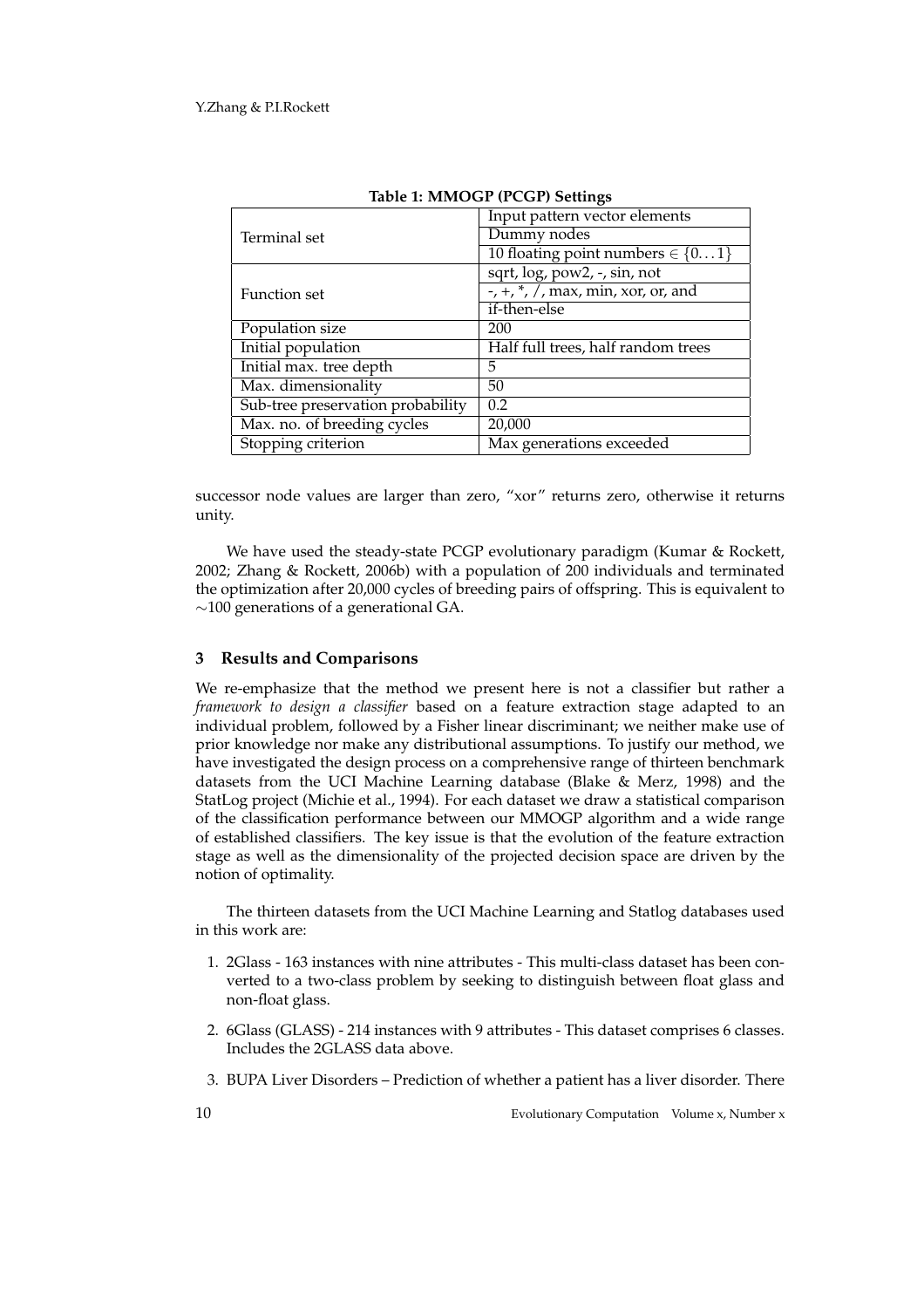**Table 1: MMOGP (PCGP) Settings**

| | |
|---|---|
| Terminal set | Input pattern vector elements |
| | Dummy nodes |
| | 10 floating point numbers $\in \{0 \ldots 1\}$ |
| Function set | sqrt, log, pow2, -, sin, not |
| | -, +, *, /, max, min, xor, or, and |
| | if-then-else |
| Population size | 200 |
| Initial population | Half full trees, half random trees |
| Initial max. tree depth | 5 |
| Max. dimensionality | 50 |
| Sub-tree preservation probability | 0.2 |
| Max. no. of breeding cycles | 20,000 |
| Stopping criterion | Max generations exceeded |

successor node values are larger than zero, "xor" returns zero, otherwise it returns unity.

We have used the steady-state PCGP evolutionary paradigm (Kumar & Rockett, 2002; Zhang & Rockett, 2006b) with a population of 200 individuals and terminated the optimization after 20,000 cycles of breeding pairs of offspring. This is equivalent to $\sim$100 generations of a generational GA.

## 3 Results and Comparisons

We re-emphasize that the method we present here is not a classifier but rather a *framework to design a classifier* based on a feature extraction stage adapted to an individual problem, followed by a Fisher linear discriminant; we neither make use of prior knowledge nor make any distributional assumptions. To justify our method, we have investigated the design process on a comprehensive range of thirteen benchmark datasets from the UCI Machine Learning database (Blake & Merz, 1998) and the StatLog project (Michie et al., 1994). For each dataset we draw a statistical comparison of the classification performance between our MMOGP algorithm and a wide range of established classifiers. The key issue is that the evolution of the feature extraction stage as well as the dimensionality of the projected decision space are driven by the notion of optimality.

The thirteen datasets from the UCI Machine Learning and Statlog databases used in this work are:

1. 2Glass - 163 instances with nine attributes - This multi-class dataset has been converted to a two-class problem by seeking to distinguish between float glass and non-float glass.
2. 6Glass (GLASS) - 214 instances with 9 attributes - This dataset comprises 6 classes. Includes the 2GLASS data above.
3. BUPA Liver Disorders – Prediction of whether a patient has a liver disorder. There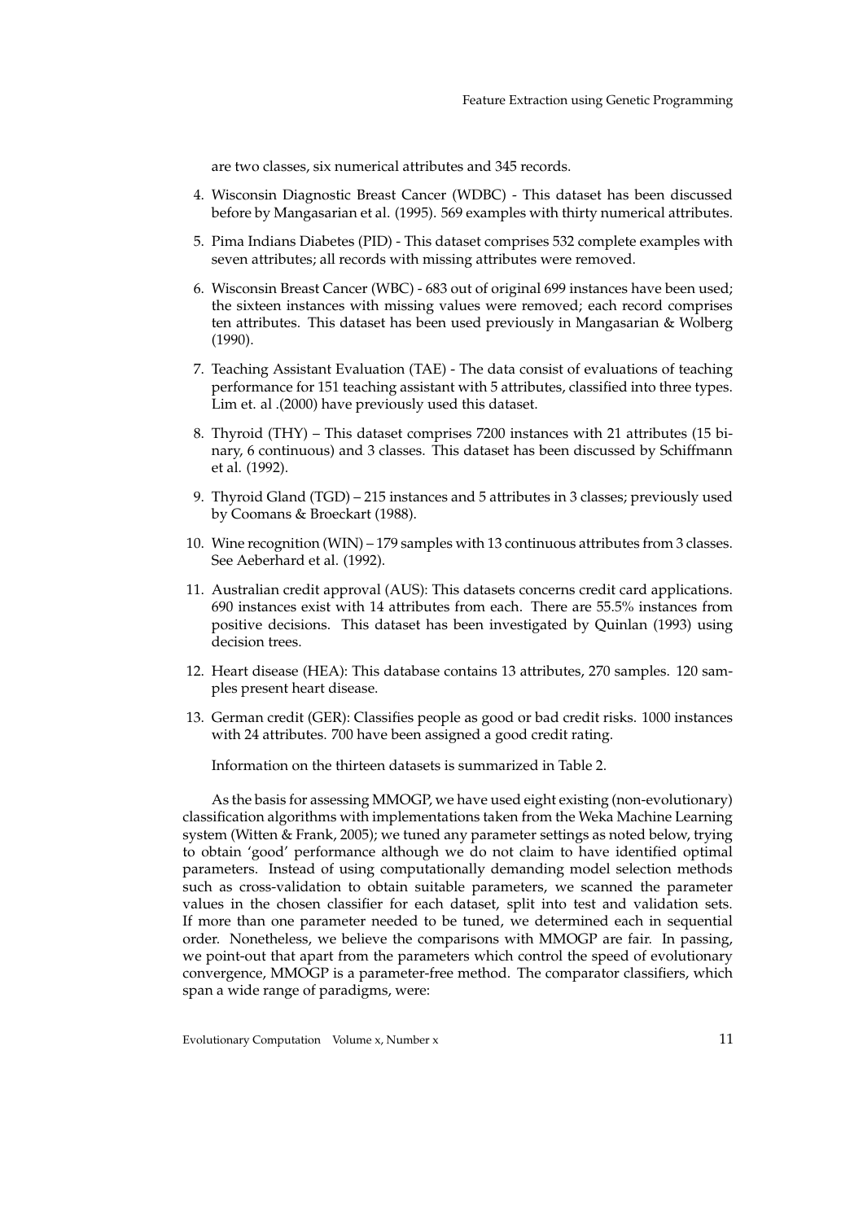are two classes, six numerical attributes and 345 records.

4. Wisconsin Diagnostic Breast Cancer (WDBC) - This dataset has been discussed before by Mangasarian et al. (1995). 569 examples with thirty numerical attributes.

5. Pima Indians Diabetes (PID) - This dataset comprises 532 complete examples with seven attributes; all records with missing attributes were removed.

6. Wisconsin Breast Cancer (WBC) - 683 out of original 699 instances have been used; the sixteen instances with missing values were removed; each record comprises ten attributes. This dataset has been used previously in Mangasarian & Wolberg (1990).

7. Teaching Assistant Evaluation (TAE) - The data consist of evaluations of teaching performance for 151 teaching assistant with 5 attributes, classified into three types. Lim et. al .(2000) have previously used this dataset.

8. Thyroid (THY) – This dataset comprises 7200 instances with 21 attributes (15 binary, 6 continuous) and 3 classes. This dataset has been discussed by Schiffmann et al. (1992).

9. Thyroid Gland (TGD) – 215 instances and 5 attributes in 3 classes; previously used by Coomans & Broeckart (1988).

10. Wine recognition (WIN) – 179 samples with 13 continuous attributes from 3 classes. See Aeberhard et al. (1992).

11. Australian credit approval (AUS): This datasets concerns credit card applications. 690 instances exist with 14 attributes from each. There are 55.5% instances from positive decisions. This dataset has been investigated by Quinlan (1993) using decision trees.

12. Heart disease (HEA): This database contains 13 attributes, 270 samples. 120 samples present heart disease.

13. German credit (GER): Classifies people as good or bad credit risks. 1000 instances with 24 attributes. 700 have been assigned a good credit rating.

Information on the thirteen datasets is summarized in Table 2.

As the basis for assessing MMOGP, we have used eight existing (non-evolutionary) classification algorithms with implementations taken from the Weka Machine Learning system (Witten & Frank, 2005); we tuned any parameter settings as noted below, trying to obtain 'good' performance although we do not claim to have identified optimal parameters. Instead of using computationally demanding model selection methods such as cross-validation to obtain suitable parameters, we scanned the parameter values in the chosen classifier for each dataset, split into test and validation sets. If more than one parameter needed to be tuned, we determined each in sequential order. Nonetheless, we believe the comparisons with MMOGP are fair. In passing, we point-out that apart from the parameters which control the speed of evolutionary convergence, MMOGP is a parameter-free method. The comparator classifiers, which span a wide range of paradigms, were: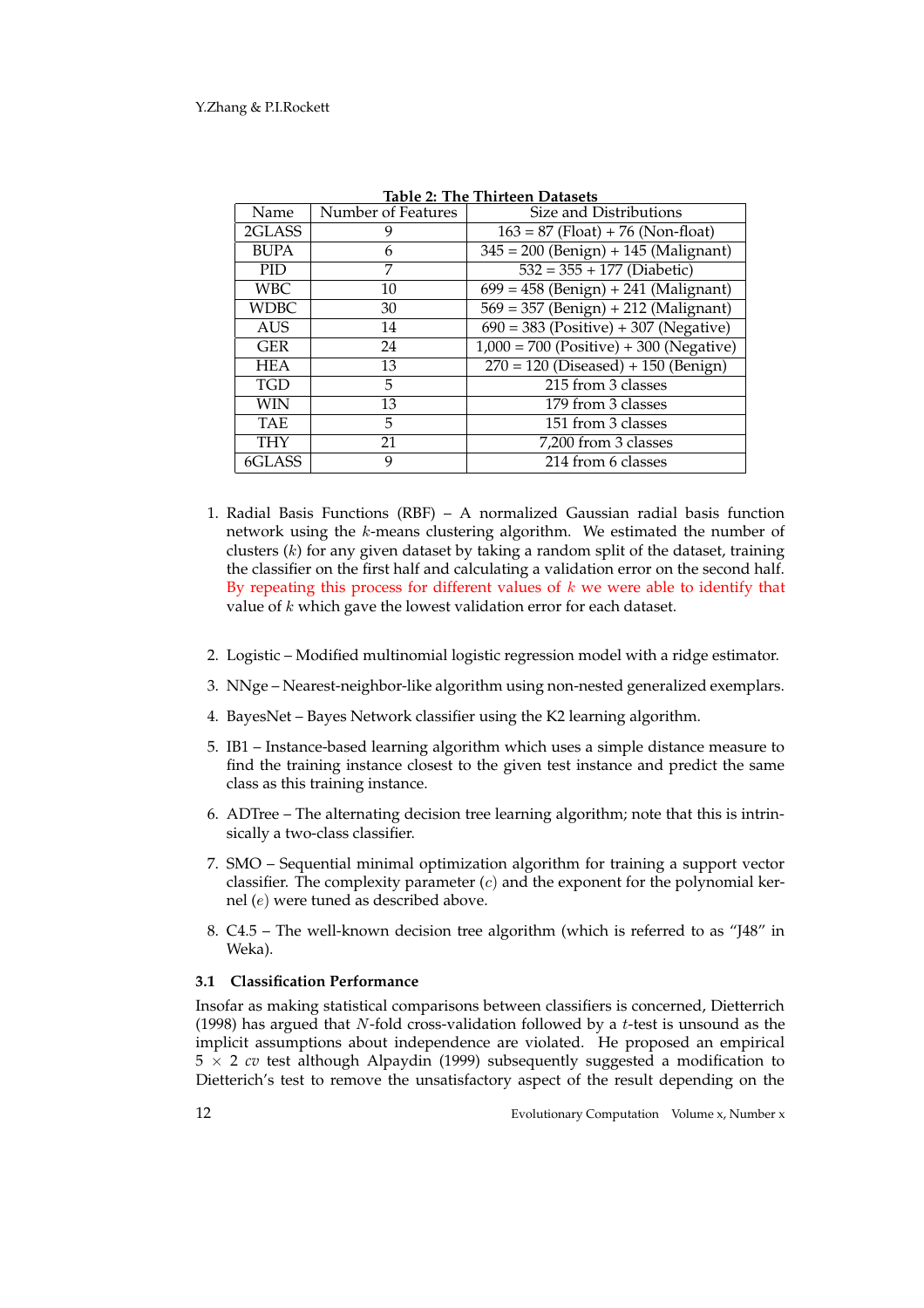**Table 2: The Thirteen Datasets**

| Name | Number of Features | Size and Distributions |
|---|---|---|
| 2GLASS | 9 | 163 = 87 (Float) + 76 (Non-float) |
| BUPA | 6 | 345 = 200 (Benign) + 145 (Malignant) |
| PID | 7 | 532 = 355 + 177 (Diabetic) |
| WBC | 10 | 699 = 458 (Benign) + 241 (Malignant) |
| WDBC | 30 | 569 = 357 (Benign) + 212 (Malignant) |
| AUS | 14 | 690 = 383 (Positive) + 307 (Negative) |
| GER | 24 | 1,000 = 700 (Positive) + 300 (Negative) |
| HEA | 13 | 270 = 120 (Diseased) + 150 (Benign) |
| TGD | 5 | 215 from 3 classes |
| WIN | 13 | 179 from 3 classes |
| TAE | 5 | 151 from 3 classes |
| THY | 21 | 7,200 from 3 classes |
| 6GLASS | 9 | 214 from 6 classes |

1. Radial Basis Functions (RBF) – A normalized Gaussian radial basis function network using the $k$-means clustering algorithm. We estimated the number of clusters ($k$) for any given dataset by taking a random split of the dataset, training the classifier on the first half and calculating a validation error on the second half. By repeating this process for different values of $k$ we were able to identify that value of $k$ which gave the lowest validation error for each dataset.

2. Logistic – Modified multinomial logistic regression model with a ridge estimator.

3. NNge – Nearest-neighbor-like algorithm using non-nested generalized exemplars.

4. BayesNet – Bayes Network classifier using the K2 learning algorithm.

5. IB1 – Instance-based learning algorithm which uses a simple distance measure to find the training instance closest to the given test instance and predict the same class as this training instance.

6. ADTree – The alternating decision tree learning algorithm; note that this is intrinsically a two-class classifier.

7. SMO – Sequential minimal optimization algorithm for training a support vector classifier. The complexity parameter ($c$) and the exponent for the polynomial kernel ($e$) were tuned as described above.

8. C4.5 – The well-known decision tree algorithm (which is referred to as "J48" in Weka).

### 3.1 Classification Performance

Insofar as making statistical comparisons between classifiers is concerned, Dietterrich (1998) has argued that $N$-fold cross-validation followed by a $t$-test is unsound as the implicit assumptions about independence are violated. He proposed an empirical $5 \times 2$ *cv* test although Alpaydin (1999) subsequently suggested a modification to Dietterich's test to remove the unsatisfactory aspect of the result depending on the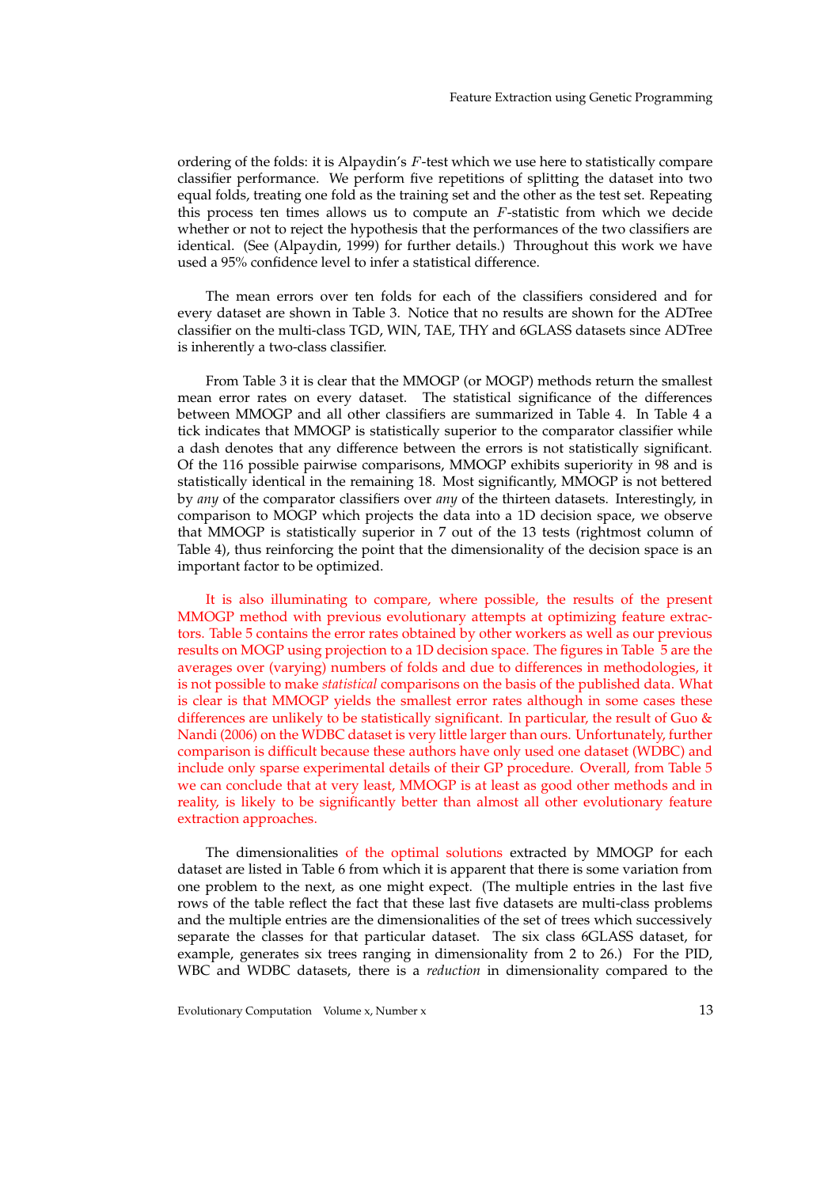ordering of the folds: it is Alpaydin's $F$-test which we use here to statistically compare classifier performance. We perform five repetitions of splitting the dataset into two equal folds, treating one fold as the training set and the other as the test set. Repeating this process ten times allows us to compute an $F$-statistic from which we decide whether or not to reject the hypothesis that the performances of the two classifiers are identical. (See (Alpaydin, 1999) for further details.) Throughout this work we have used a 95% confidence level to infer a statistical difference.

The mean errors over ten folds for each of the classifiers considered and for every dataset are shown in Table 3. Notice that no results are shown for the ADTree classifier on the multi-class TGD, WIN, TAE, THY and 6GLASS datasets since ADTree is inherently a two-class classifier.

From Table 3 it is clear that the MMOGP (or MOGP) methods return the smallest mean error rates on every dataset. The statistical significance of the differences between MMOGP and all other classifiers are summarized in Table 4. In Table 4 a tick indicates that MMOGP is statistically superior to the comparator classifier while a dash denotes that any difference between the errors is not statistically significant. Of the 116 possible pairwise comparisons, MMOGP exhibits superiority in 98 and is statistically identical in the remaining 18. Most significantly, MMOGP is not bettered by *any* of the comparator classifiers over *any* of the thirteen datasets. Interestingly, in comparison to MOGP which projects the data into a 1D decision space, we observe that MMOGP is statistically superior in 7 out of the 13 tests (rightmost column of Table 4), thus reinforcing the point that the dimensionality of the decision space is an important factor to be optimized.

It is also illuminating to compare, where possible, the results of the present MMOGP method with previous evolutionary attempts at optimizing feature extractors. Table 5 contains the error rates obtained by other workers as well as our previous results on MOGP using projection to a 1D decision space. The figures in Table 5 are the averages over (varying) numbers of folds and due to differences in methodologies, it is not possible to make *statistical* comparisons on the basis of the published data. What is clear is that MMOGP yields the smallest error rates although in some cases these differences are unlikely to be statistically significant. In particular, the result of Guo & Nandi (2006) on the WDBC dataset is very little larger than ours. Unfortunately, further comparison is difficult because these authors have only used one dataset (WDBC) and include only sparse experimental details of their GP procedure. Overall, from Table 5 we can conclude that at very least, MMOGP is at least as good other methods and in reality, is likely to be significantly better than almost all other evolutionary feature extraction approaches.

The dimensionalities of the optimal solutions extracted by MMOGP for each dataset are listed in Table 6 from which it is apparent that there is some variation from one problem to the next, as one might expect. (The multiple entries in the last five rows of the table reflect the fact that these last five datasets are multi-class problems and the multiple entries are the dimensionalities of the set of trees which successively separate the classes for that particular dataset. The six class 6GLASS dataset, for example, generates six trees ranging in dimensionality from 2 to 26.) For the PID, WBC and WDBC datasets, there is a *reduction* in dimensionality compared to the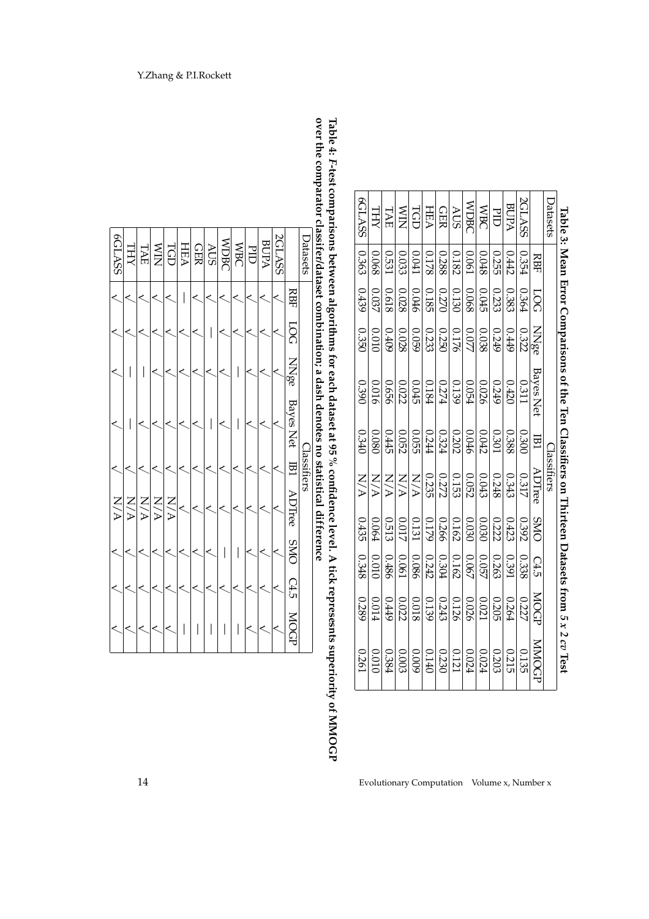**Table 3: Mean Error Comparisons of the Ten Classifiers on Thirteen Datasets from *5 x 2 cv* Test**

| Datasets | Classifiers | | | | | | | | | |
|---|---|---|---|---|---|---|---|---|---|---|
| | RBF | LOG | NNge | Bayes Net | IB1 | ADTree | SMO | C4.5 | MOGP | MMOGP |
| 2GLASS | 0.354 | 0.364 | 0.322 | 0.311 | 0.300 | 0.317 | 0.392 | 0.338 | 0.227 | 0.135 |
| BUPA | 0.442 | 0.383 | 0.449 | 0.420 | 0.388 | 0.343 | 0.423 | 0.391 | 0.264 | 0.215 |
| PID | 0.255 | 0.233 | 0.249 | 0.249 | 0.301 | 0.248 | 0.222 | 0.263 | 0.205 | 0.203 |
| WBC | 0.048 | 0.045 | 0.038 | 0.026 | 0.042 | 0.043 | 0.030 | 0.057 | 0.021 | 0.024 |
| WDBC | 0.061 | 0.068 | 0.077 | 0.054 | 0.046 | 0.052 | 0.030 | 0.067 | 0.026 | 0.024 |
| AUS | 0.182 | 0.130 | 0.176 | 0.139 | 0.202 | 0.153 | 0.162 | 0.162 | 0.126 | 0.121 |
| GER | 0.288 | 0.270 | 0.250 | 0.274 | 0.324 | 0.272 | 0.266 | 0.304 | 0.243 | 0.230 |
| HEA | 0.178 | 0.185 | 0.233 | 0.184 | 0.244 | 0.235 | 0.179 | 0.242 | 0.139 | 0.140 |
| TGD | 0.041 | 0.046 | 0.059 | 0.045 | 0.055 | N/A | 0.131 | 0.086 | 0.018 | 0.009 |
| WIN | 0.033 | 0.028 | 0.028 | 0.022 | 0.052 | N/A | 0.017 | 0.061 | 0.022 | 0.003 |
| TAE | 0.531 | 0.618 | 0.409 | 0.656 | 0.445 | N/A | 0.513 | 0.486 | 0.449 | 0.384 |
| THY | 0.068 | 0.037 | 0.010 | 0.016 | 0.080 | N/A | 0.064 | 0.010 | 0.014 | 0.010 |
| 6GLASS | 0.363 | 0.439 | 0.350 | 0.390 | 0.340 | N/A | 0.435 | 0.348 | 0.289 | 0.261 |

**Table 4: *F*-test comparisons between algorithms for each dataset at 95 % confidence level. A tick represesnts superiority of MMOGP over the comparator classifer/dataset combination; a dash denotes no statistical difference**

| Datasets | Classifiers | | | | | | | | |
|---|---|---|---|---|---|---|---|---|---|
| | RBF | LOG | NNge | Bayes Net | IB1 | ADTree | SMO | C4.5 | MOGP |
| 2GLASS | √ | √ | √ | √ | √ | √ | √ | √ | √ |
| BUPA | √ | √ | √ | √ | √ | √ | √ | √ | √ |
| PID | √ | √ | √ | √ | √ | √ | √ | √ | √ |
| WBC | √ | √ | √ | — | √ | √ | √ | √ | — |
| WDBC | √ | √ | √ | √ | — | √ | — | √ | — |
| AUS | √ | √ | — | √ | √ | √ | √ | √ | √ |
| GER | √ | √ | √ | √ | √ | √ | √ | √ | — |
| HEA | — | √ | √ | √ | √ | √ | √ | √ | — |
| TGD | √ | √ | √ | √ | √ | N/A | √ | √ | √ |
| WIN | √ | √ | √ | √ | √ | N/A | √ | √ | √ |
| TAE | √ | √ | √ | √ | √ | N/A | √ | √ | √ |
| THY | √ | √ | √ | — | — | N/A | √ | √ | √ |
| 6GLASS | √ | √ | √ | √ | √ | N/A | √ | √ | √ |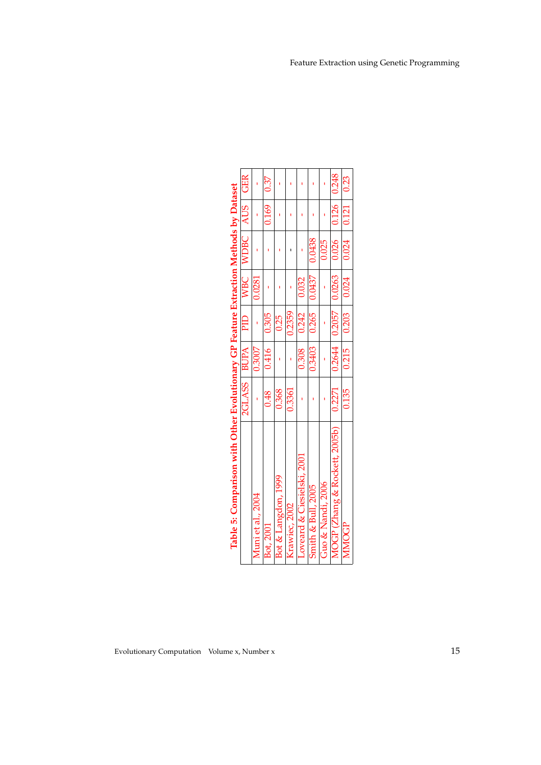**Table 5: Comparison with Other Evolutionary GP Feature Extraction Methods by Dataset**

| | 2GLASS | BUPA | PID | WBC | WDBC | AUS | GER |
|---|---|---|---|---|---|---|---|
| Muni et al., 2004 | - | 0.3007 | - | 0.0281 | - | - | - |
| Bot, 2001 | 0.48 | 0.416 | 0.305 | - | - | 0.169 | 0.37 |
| Bot & Langdon, 1999 | 0.368 | - | 0.25 | - | - | - | - |
| Krawiec, 2002 | 0.3361 | - | 0.2359 | - | - | - | - |
| Loveard & Ciesielski, 2001 | - | 0.308 | 0.242 | 0.032 | - | - | - |
| Smith & Bull, 2005 | - | 0.3403 | 0.265 | 0.0437 | 0.0438 | - | - |
| Guo & Nandi, 2006 | - | - | - | - | 0.025 | - | - |
| MOGP (Zhang & Rockett, 2005b) | 0.2271 | 0.2644 | 0.2057 | 0.0263 | 0.026 | 0.126 | 0.248 |
| MMOGP | 0.135 | 0.215 | 0.203 | 0.024 | 0.024 | 0.121 | 0.23 |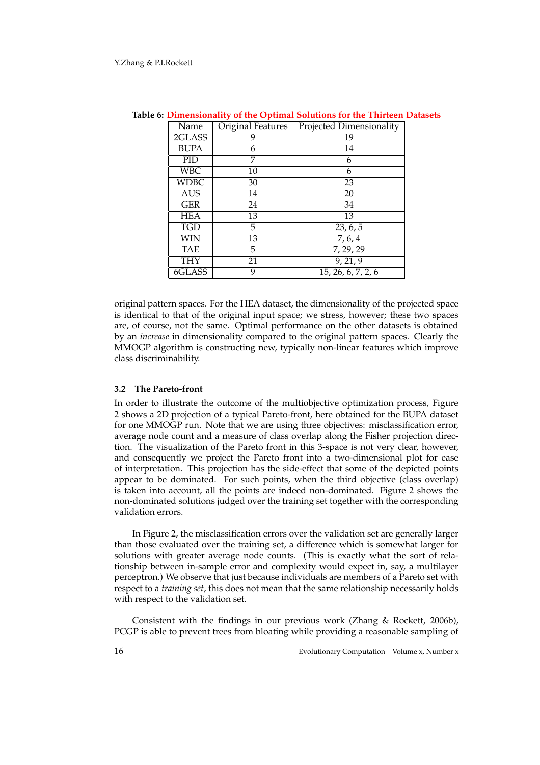**Table 6: Dimensionality of the Optimal Solutions for the Thirteen Datasets**

| Name | Original Features | Projected Dimensionality |
|---|---|---|
| 2GLASS | 9 | 19 |
| BUPA | 6 | 14 |
| PID | 7 | 6 |
| WBC | 10 | 6 |
| WDBC | 30 | 23 |
| AUS | 14 | 20 |
| GER | 24 | 34 |
| HEA | 13 | 13 |
| TGD | 5 | 23, 6, 5 |
| WIN | 13 | 7, 6, 4 |
| TAE | 5 | 7, 29, 29 |
| THY | 21 | 9, 21, 9 |
| 6GLASS | 9 | 15, 26, 6, 7, 2, 6 |

original pattern spaces. For the HEA dataset, the dimensionality of the projected space is identical to that of the original input space; we stress, however; these two spaces are, of course, not the same. Optimal performance on the other datasets is obtained by an *increase* in dimensionality compared to the original pattern spaces. Clearly the MMOGP algorithm is constructing new, typically non-linear features which improve class discriminability.

### 3.2 The Pareto-front

In order to illustrate the outcome of the multiobjective optimization process, Figure 2 shows a 2D projection of a typical Pareto-front, here obtained for the BUPA dataset for one MMOGP run. Note that we are using three objectives: misclassification error, average node count and a measure of class overlap along the Fisher projection direction. The visualization of the Pareto front in this 3-space is not very clear, however, and consequently we project the Pareto front into a two-dimensional plot for ease of interpretation. This projection has the side-effect that some of the depicted points appear to be dominated. For such points, when the third objective (class overlap) is taken into account, all the points are indeed non-dominated. Figure 2 shows the non-dominated solutions judged over the training set together with the corresponding validation errors.

In Figure 2, the misclassification errors over the validation set are generally larger than those evaluated over the training set, a difference which is somewhat larger for solutions with greater average node counts. (This is exactly what the sort of relationship between in-sample error and complexity would expect in, say, a multilayer perceptron.) We observe that just because individuals are members of a Pareto set with respect to a *training set*, this does not mean that the same relationship necessarily holds with respect to the validation set.

Consistent with the findings in our previous work (Zhang & Rockett, 2006b), PCGP is able to prevent trees from bloating while providing a reasonable sampling of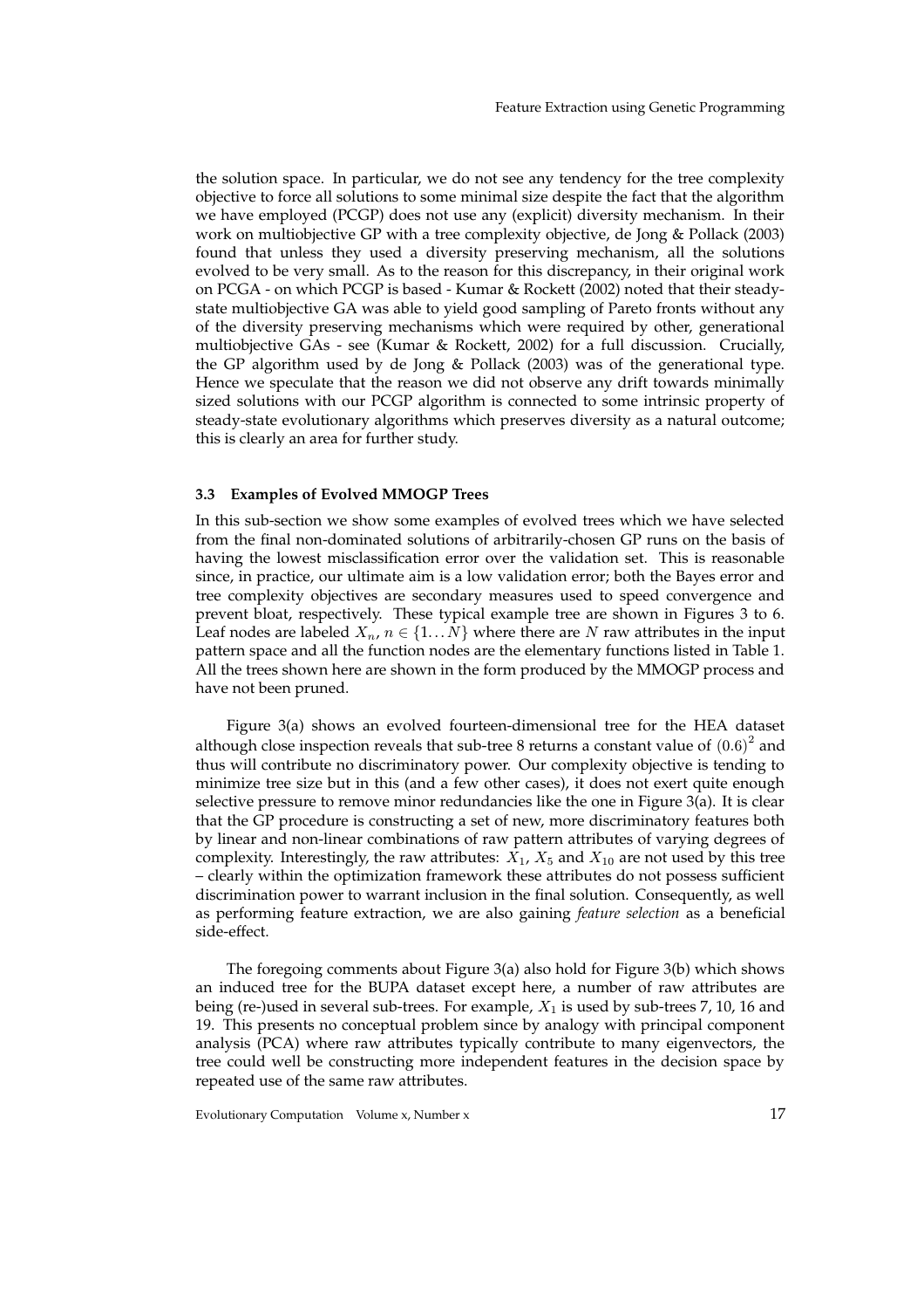the solution space. In particular, we do not see any tendency for the tree complexity objective to force all solutions to some minimal size despite the fact that the algorithm we have employed (PCGP) does not use any (explicit) diversity mechanism. In their work on multiobjective GP with a tree complexity objective, de Jong & Pollack (2003) found that unless they used a diversity preserving mechanism, all the solutions evolved to be very small. As to the reason for this discrepancy, in their original work on PCGA - on which PCGP is based - Kumar & Rockett (2002) noted that their steady-state multiobjective GA was able to yield good sampling of Pareto fronts without any of the diversity preserving mechanisms which were required by other, generational multiobjective GAs - see (Kumar & Rockett, 2002) for a full discussion. Crucially, the GP algorithm used by de Jong & Pollack (2003) was of the generational type. Hence we speculate that the reason we did not observe any drift towards minimally sized solutions with our PCGP algorithm is connected to some intrinsic property of steady-state evolutionary algorithms which preserves diversity as a natural outcome; this is clearly an area for further study.

### 3.3 Examples of Evolved MMOGP Trees

In this sub-section we show some examples of evolved trees which we have selected from the final non-dominated solutions of arbitrarily-chosen GP runs on the basis of having the lowest misclassification error over the validation set. This is reasonable since, in practice, our ultimate aim is a low validation error; both the Bayes error and tree complexity objectives are secondary measures used to speed convergence and prevent bloat, respectively. These typical example tree are shown in Figures 3 to 6. Leaf nodes are labeled $X_n$, $n \in \{1 \ldots N\}$ where there are $N$ raw attributes in the input pattern space and all the function nodes are the elementary functions listed in Table 1. All the trees shown here are shown in the form produced by the MMOGP process and have not been pruned.

Figure 3(a) shows an evolved fourteen-dimensional tree for the HEA dataset although close inspection reveals that sub-tree 8 returns a constant value of $(0.6)^2$ and thus will contribute no discriminatory power. Our complexity objective is tending to minimize tree size but in this (and a few other cases), it does not exert quite enough selective pressure to remove minor redundancies like the one in Figure 3(a). It is clear that the GP procedure is constructing a set of new, more discriminatory features both by linear and non-linear combinations of raw pattern attributes of varying degrees of complexity. Interestingly, the raw attributes: $X_1$, $X_5$ and $X_{10}$ are not used by this tree – clearly within the optimization framework these attributes do not possess sufficient discrimination power to warrant inclusion in the final solution. Consequently, as well as performing feature extraction, we are also gaining *feature selection* as a beneficial side-effect.

The foregoing comments about Figure 3(a) also hold for Figure 3(b) which shows an induced tree for the BUPA dataset except here, a number of raw attributes are being (re-)used in several sub-trees. For example, $X_1$ is used by sub-trees 7, 10, 16 and 19. This presents no conceptual problem since by analogy with principal component analysis (PCA) where raw attributes typically contribute to many eigenvectors, the tree could well be constructing more independent features in the decision space by repeated use of the same raw attributes.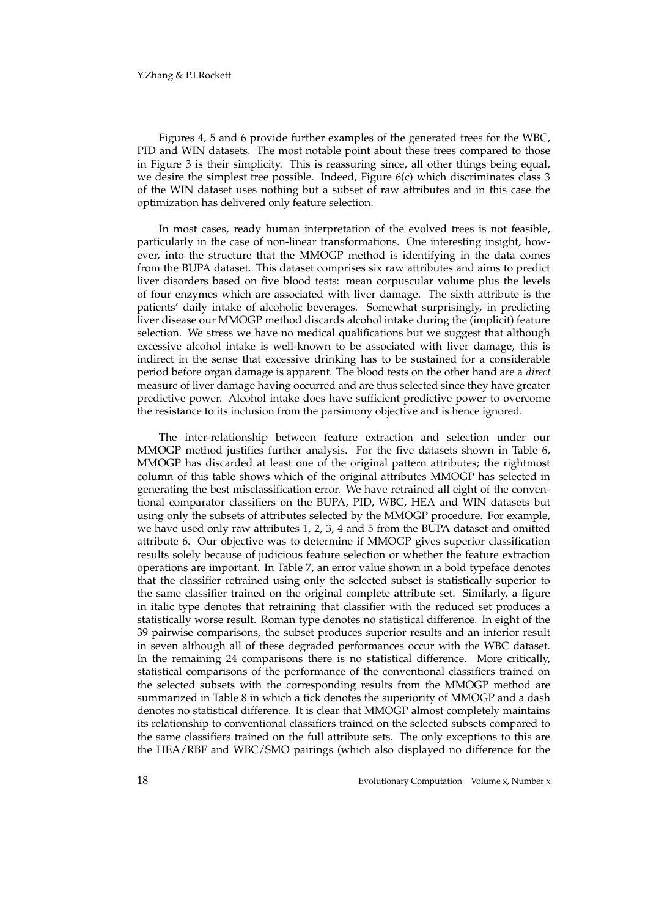Figures 4, 5 and 6 provide further examples of the generated trees for the WBC, PID and WIN datasets. The most notable point about these trees compared to those in Figure 3 is their simplicity. This is reassuring since, all other things being equal, we desire the simplest tree possible. Indeed, Figure 6(c) which discriminates class 3 of the WIN dataset uses nothing but a subset of raw attributes and in this case the optimization has delivered only feature selection.

In most cases, ready human interpretation of the evolved trees is not feasible, particularly in the case of non-linear transformations. One interesting insight, however, into the structure that the MMOGP method is identifying in the data comes from the BUPA dataset. This dataset comprises six raw attributes and aims to predict liver disorders based on five blood tests: mean corpuscular volume plus the levels of four enzymes which are associated with liver damage. The sixth attribute is the patients' daily intake of alcoholic beverages. Somewhat surprisingly, in predicting liver disease our MMOGP method discards alcohol intake during the (implicit) feature selection. We stress we have no medical qualifications but we suggest that although excessive alcohol intake is well-known to be associated with liver damage, this is indirect in the sense that excessive drinking has to be sustained for a considerable period before organ damage is apparent. The blood tests on the other hand are a *direct* measure of liver damage having occurred and are thus selected since they have greater predictive power. Alcohol intake does have sufficient predictive power to overcome the resistance to its inclusion from the parsimony objective and is hence ignored.

The inter-relationship between feature extraction and selection under our MMOGP method justifies further analysis. For the five datasets shown in Table 6, MMOGP has discarded at least one of the original pattern attributes; the rightmost column of this table shows which of the original attributes MMOGP has selected in generating the best misclassification error. We have retrained all eight of the conventional comparator classifiers on the BUPA, PID, WBC, HEA and WIN datasets but using only the subsets of attributes selected by the MMOGP procedure. For example, we have used only raw attributes 1, 2, 3, 4 and 5 from the BUPA dataset and omitted attribute 6. Our objective was to determine if MMOGP gives superior classification results solely because of judicious feature selection or whether the feature extraction operations are important. In Table 7, an error value shown in a bold typeface denotes that the classifier retrained using only the selected subset is statistically superior to the same classifier trained on the original complete attribute set. Similarly, a figure in italic type denotes that retraining that classifier with the reduced set produces a statistically worse result. Roman type denotes no statistical difference. In eight of the 39 pairwise comparisons, the subset produces superior results and an inferior result in seven although all of these degraded performances occur with the WBC dataset. In the remaining 24 comparisons there is no statistical difference. More critically, statistical comparisons of the performance of the conventional classifiers trained on the selected subsets with the corresponding results from the MMOGP method are summarized in Table 8 in which a tick denotes the superiority of MMOGP and a dash denotes no statistical difference. It is clear that MMOGP almost completely maintains its relationship to conventional classifiers trained on the selected subsets compared to the same classifiers trained on the full attribute sets. The only exceptions to this are the HEA/RBF and WBC/SMO pairings (which also displayed no difference for the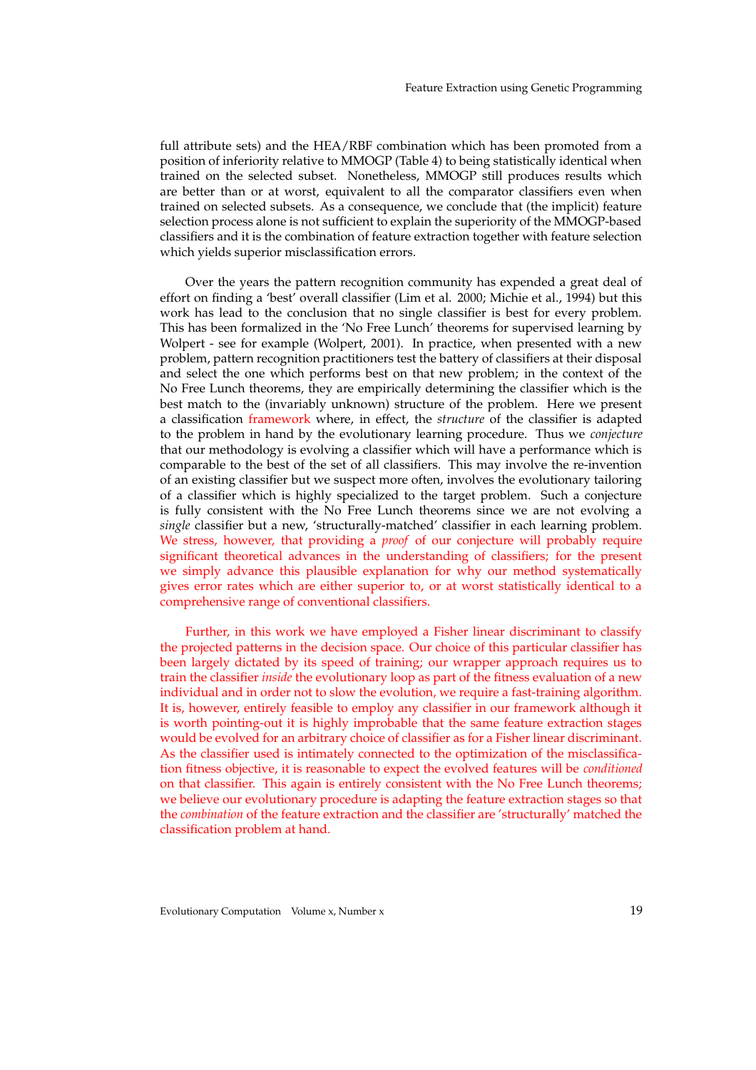full attribute sets) and the HEA/RBF combination which has been promoted from a position of inferiority relative to MMOGP (Table 4) to being statistically identical when trained on the selected subset. Nonetheless, MMOGP still produces results which are better than or at worst, equivalent to all the comparator classifiers even when trained on selected subsets. As a consequence, we conclude that (the implicit) feature selection process alone is not sufficient to explain the superiority of the MMOGP-based classifiers and it is the combination of feature extraction together with feature selection which yields superior misclassification errors.

Over the years the pattern recognition community has expended a great deal of effort on finding a 'best' overall classifier (Lim et al. 2000; Michie et al., 1994) but this work has lead to the conclusion that no single classifier is best for every problem. This has been formalized in the 'No Free Lunch' theorems for supervised learning by Wolpert - see for example (Wolpert, 2001). In practice, when presented with a new problem, pattern recognition practitioners test the battery of classifiers at their disposal and select the one which performs best on that new problem; in the context of the No Free Lunch theorems, they are empirically determining the classifier which is the best match to the (invariably unknown) structure of the problem. Here we present a classification framework where, in effect, the *structure* of the classifier is adapted to the problem in hand by the evolutionary learning procedure. Thus we *conjecture* that our methodology is evolving a classifier which will have a performance which is comparable to the best of the set of all classifiers. This may involve the re-invention of an existing classifier but we suspect more often, involves the evolutionary tailoring of a classifier which is highly specialized to the target problem. Such a conjecture is fully consistent with the No Free Lunch theorems since we are not evolving a *single* classifier but a new, 'structurally-matched' classifier in each learning problem. We stress, however, that providing a *proof* of our conjecture will probably require significant theoretical advances in the understanding of classifiers; for the present we simply advance this plausible explanation for why our method systematically gives error rates which are either superior to, or at worst statistically identical to a comprehensive range of conventional classifiers.

Further, in this work we have employed a Fisher linear discriminant to classify the projected patterns in the decision space. Our choice of this particular classifier has been largely dictated by its speed of training; our wrapper approach requires us to train the classifier *inside* the evolutionary loop as part of the fitness evaluation of a new individual and in order not to slow the evolution, we require a fast-training algorithm. It is, however, entirely feasible to employ any classifier in our framework although it is worth pointing-out it is highly improbable that the same feature extraction stages would be evolved for an arbitrary choice of classifier as for a Fisher linear discriminant. As the classifier used is intimately connected to the optimization of the misclassification fitness objective, it is reasonable to expect the evolved features will be *conditioned* on that classifier. This again is entirely consistent with the No Free Lunch theorems; we believe our evolutionary procedure is adapting the feature extraction stages so that the *combination* of the feature extraction and the classifier are 'structurally' matched the classification problem at hand.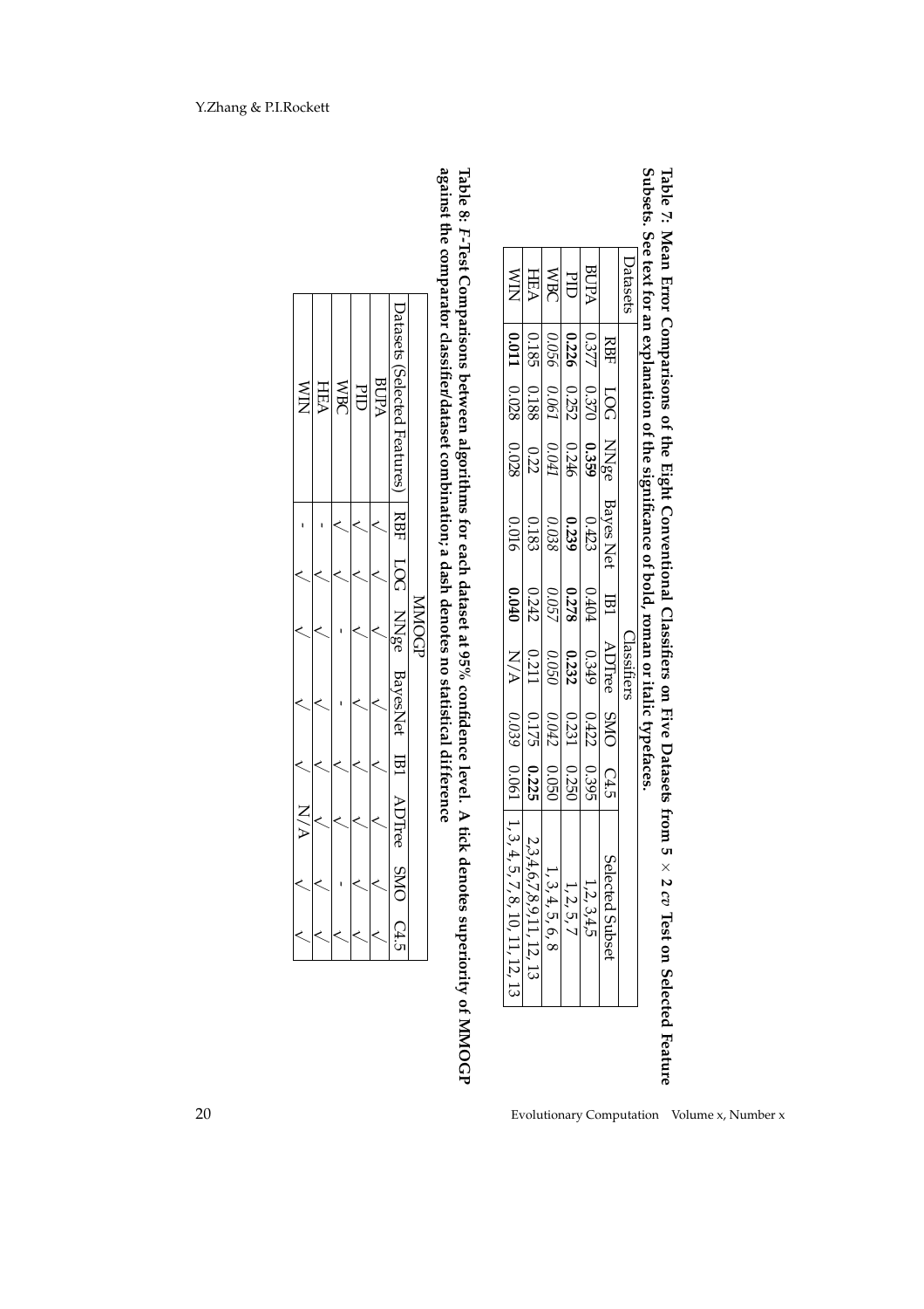**Table 7: Mean Error Comparisons of the Eight Conventional Classifiers on Five Datasets from 5 × 2 *cv* Test on Selected Feature Subsets. See text for an explanation of the significance of bold, roman or italic typefaces.**

| Datasets | Classifiers | | | | | | | | Selected Subset |
|---|---|---|---|---|---|---|---|---|---|
| | RBF | LOG | NNge | Bayes Net | IB1 | ADTree | SMO | C4.5 | |
| BUPA | 0.377 | 0.370 | **0.359** | 0.423 | 0.404 | 0.349 | 0.422 | 0.395 | 1,2, 3,4,5 |
| PID | **0.226** | 0.252 | 0.246 | **0.239** | **0.278** | **0.232** | 0.231 | 0.250 | 1, 2, 5, 7 |
| WBC | *0.056* | *0.061* | *0.041* | *0.038* | *0.057* | *0.050* | *0.042* | 0.050 | 1, 3, 4, 5, 6, 8 |
| HEA | 0.185 | 0.188 | 0.22 | 0.183 | 0.242 | 0.211 | 0.175 | **0.225** | 2,3,4,6,7,8,9,11, 12, 13 |
| WIN | **0.011** | 0.028 | 0.028 | 0.016 | **0.040** | N/A | *0.039* | 0.061 | 1, 3, 4, 5, 7, 8, 10, 11, 12, 13 |

**Table 8: *F*-Test Comparisons between algorithms for each dataset at 95% confidence level. A tick denotes superiority of MMOGP against the comparator classifier/dataset combination; a dash denotes no statistical difference**

| Datasets (Selected Features) | MMOGP | | | | | | | |
|---|---|---|---|---|---|---|---|---|
| | RBF | LOG | NNge | BayesNet | IB1 | ADTree | SMO | C4.5 |
| BUPA | √ | √ | √ | √ | √ | √ | √ | √ |
| PID | √ | √ | √ | √ | √ | √ | √ | √ |
| WBC | √ | √ | - | - | √ | √ | - | √ |
| HEA | - | √ | √ | √ | √ | √ | √ | √ |
| WIN | - | √ | √ | √ | √ | N/A | √ | √ |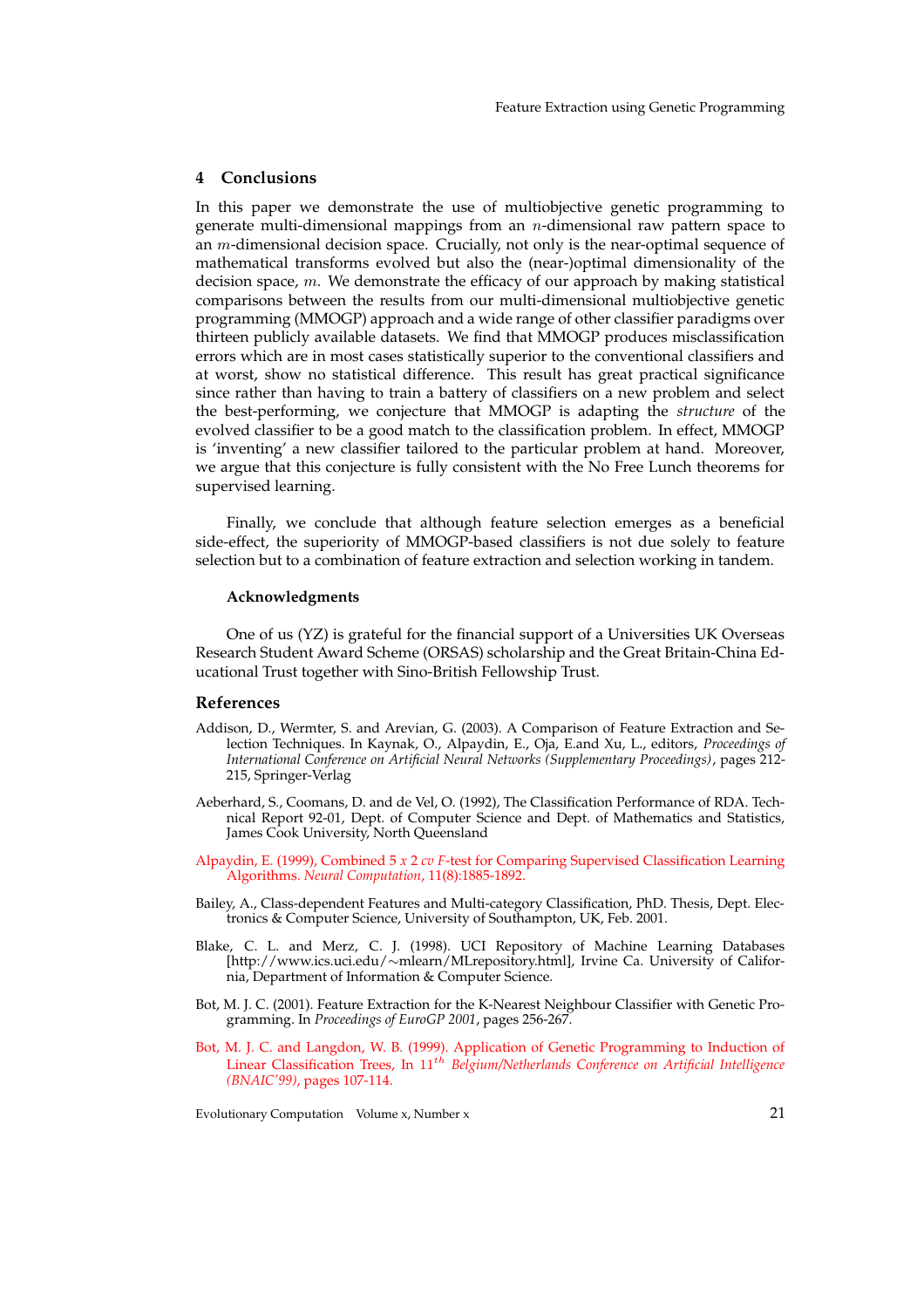## 4 Conclusions

In this paper we demonstrate the use of multiobjective genetic programming to generate multi-dimensional mappings from an $n$-dimensional raw pattern space to an $m$-dimensional decision space. Crucially, not only is the near-optimal sequence of mathematical transforms evolved but also the (near-)optimal dimensionality of the decision space, $m$. We demonstrate the efficacy of our approach by making statistical comparisons between the results from our multi-dimensional multiobjective genetic programming (MMOGP) approach and a wide range of other classifier paradigms over thirteen publicly available datasets. We find that MMOGP produces misclassification errors which are in most cases statistically superior to the conventional classifiers and at worst, show no statistical difference. This result has great practical significance since rather than having to train a battery of classifiers on a new problem and select the best-performing, we conjecture that MMOGP is adapting the *structure* of the evolved classifier to be a good match to the classification problem. In effect, MMOGP is 'inventing' a new classifier tailored to the particular problem at hand. Moreover, we argue that this conjecture is fully consistent with the No Free Lunch theorems for supervised learning.

Finally, we conclude that although feature selection emerges as a beneficial side-effect, the superiority of MMOGP-based classifiers is not due solely to feature selection but to a combination of feature extraction and selection working in tandem.

### Acknowledgments

One of us (YZ) is grateful for the financial support of a Universities UK Overseas Research Student Award Scheme (ORSAS) scholarship and the Great Britain-China Educational Trust together with Sino-British Fellowship Trust.

## References

Addison, D., Wermter, S. and Arevian, G. (2003). A Comparison of Feature Extraction and Selection Techniques. In Kaynak, O., Alpaydin, E., Oja, E.and Xu, L., editors, *Proceedings of International Conference on Artificial Neural Networks (Supplementary Proceedings)*, pages 212-215, Springer-Verlag

Aeberhard, S., Coomans, D. and de Vel, O. (1992), The Classification Performance of RDA. Technical Report 92-01, Dept. of Computer Science and Dept. of Mathematics and Statistics, James Cook University, North Queensland

Alpaydin, E. (1999), Combined 5 *x* 2 *cv F*-test for Comparing Supervised Classification Learning Algorithms. *Neural Computation*, 11(8):1885-1892.

Bailey, A., Class-dependent Features and Multi-category Classification, PhD. Thesis, Dept. Electronics & Computer Science, University of Southampton, UK, Feb. 2001.

Blake, C. L. and Merz, C. J. (1998). UCI Repository of Machine Learning Databases [http://www.ics.uci.edu/~mlearn/MLrepository.html], Irvine Ca. University of California, Department of Information & Computer Science.

Bot, M. J. C. (2001). Feature Extraction for the K-Nearest Neighbour Classifier with Genetic Programming. In *Proceedings of EuroGP 2001*, pages 256-267.

Bot, M. J. C. and Langdon, W. B. (1999). Application of Genetic Programming to Induction of Linear Classification Trees, In $11^{th}$ *Belgium/Netherlands Conference on Artificial Intelligence (BNAIC'99)*, pages 107-114.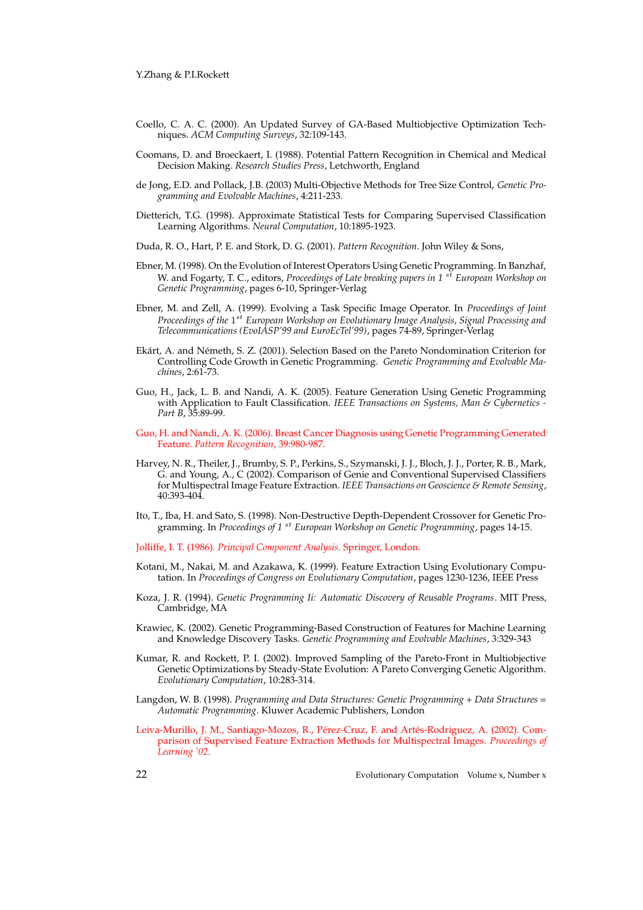Coello, C. A. C. (2000). An Updated Survey of GA-Based Multiobjective Optimization Techniques. *ACM Computing Surveys*, 32:109-143.

Coomans, D. and Broeckaert, I. (1988). Potential Pattern Recognition in Chemical and Medical Decision Making. *Research Studies Press*, Letchworth, England

de Jong, E.D. and Pollack, J.B. (2003) Multi-Objective Methods for Tree Size Control, *Genetic Programming and Evolvable Machines*, 4:211-233.

Dietterich, T.G. (1998). Approximate Statistical Tests for Comparing Supervised Classification Learning Algorithms. *Neural Computation*, 10:1895-1923.

Duda, R. O., Hart, P. E. and Stork, D. G. (2001). *Pattern Recognition*. John Wiley & Sons,

Ebner, M. (1998). On the Evolution of Interest Operators Using Genetic Programming. In Banzhaf, W. and Fogarty, T. C., editors, *Proceedings of Late breaking papers in 1 $^{st}$ European Workshop on Genetic Programming*, pages 6-10, Springer-Verlag

Ebner, M. and Zell, A. (1999). Evolving a Task Specific Image Operator. In *Proceedings of Joint Proceedings of the 1$^{st}$ European Workshop on Evolutionary Image Analysis, Signal Processing and Telecommunications (EvoIASP'99 and EuroEcTel'99)*, pages 74-89, Springer-Verlag

Ekárt, A. and Németh, S. Z. (2001). Selection Based on the Pareto Nondomination Criterion for Controlling Code Growth in Genetic Programming. *Genetic Programming and Evolvable Machines*, 2:61-73.

Guo, H., Jack, L. B. and Nandi, A. K. (2005). Feature Generation Using Genetic Programming with Application to Fault Classification. *IEEE Transactions on Systems, Man & Cybernetics - Part B*, 35:89-99.

Guo, H. and Nandi, A. K. (2006). Breast Cancer Diagnosis using Genetic Programming Generated Feature. *Pattern Recognition*, 39:980-987.

Harvey, N. R., Theiler, J., Brumby, S. P., Perkins, S., Szymanski, J. J., Bloch, J. J., Porter, R. B., Mark, G. and Young, A., C (2002). Comparison of Genie and Conventional Supervised Classifiers for Multispectral Image Feature Extraction. *IEEE Transactions on Geoscience & Remote Sensing*, 40:393-404.

Ito, T., Iba, H. and Sato, S. (1998). Non-Destructive Depth-Dependent Crossover for Genetic Programming. In *Proceedings of 1 $^{st}$ European Workshop on Genetic Programming*, pages 14-15.

Jolliffe, I. T. (1986). *Principal Component Analysis*. Springer, London.

Kotani, M., Nakai, M. and Azakawa, K. (1999). Feature Extraction Using Evolutionary Computation. In *Proceedings of Congress on Evolutionary Computation*, pages 1230-1236, IEEE Press

Koza, J. R. (1994). *Genetic Programming Ii: Automatic Discovery of Reusable Programs*. MIT Press, Cambridge, MA

Krawiec, K. (2002). Genetic Programming-Based Construction of Features for Machine Learning and Knowledge Discovery Tasks. *Genetic Programming and Evolvable Machines*, 3:329-343

Kumar, R. and Rockett, P. I. (2002). Improved Sampling of the Pareto-Front in Multiobjective Genetic Optimizations by Steady-State Evolution: A Pareto Converging Genetic Algorithm. *Evolutionary Computation*, 10:283-314.

Langdon, W. B. (1998). *Programming and Data Structures: Genetic Programming + Data Structures = Automatic Programming*. Kluwer Academic Publishers, London

Leiva-Murillo, J. M., Santiago-Mozos, R., Pérez-Cruz, F. and Artés-Rodriguez, A. (2002). Comparison of Supervised Feature Extraction Methods for Multispectral Images. *Proceedings of Learning '02*.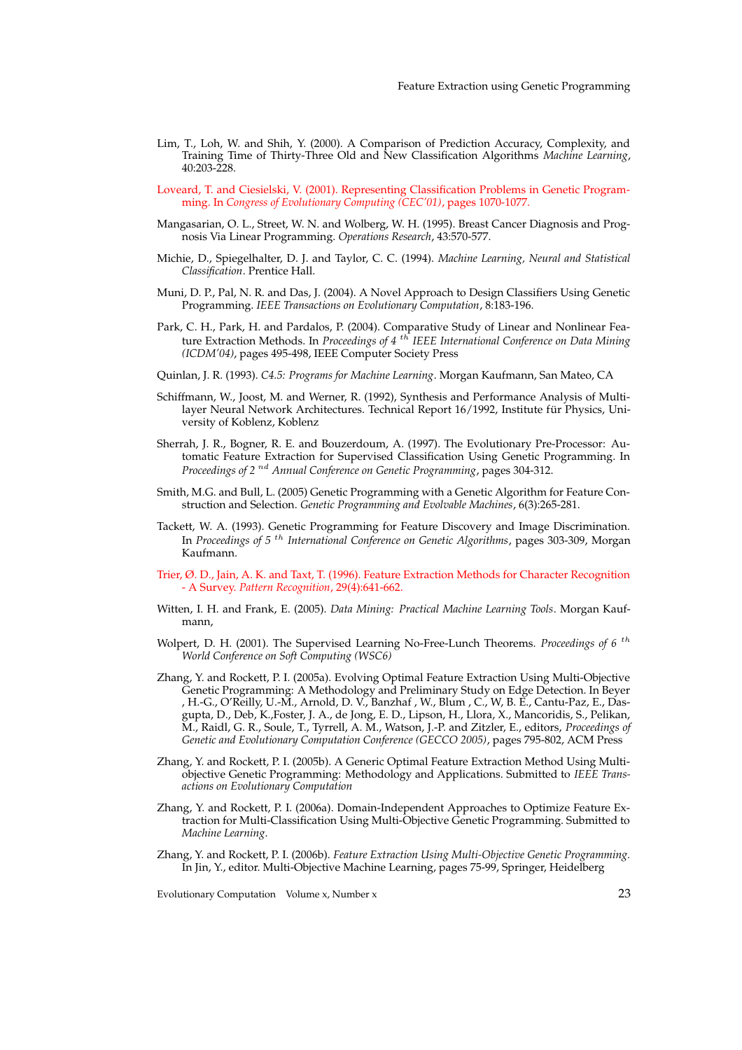Lim, T., Loh, W. and Shih, Y. (2000). A Comparison of Prediction Accuracy, Complexity, and Training Time of Thirty-Three Old and New Classification Algorithms *Machine Learning*, 40:203-228.

Loveard, T. and Ciesielski, V. (2001). Representing Classification Problems in Genetic Programming. In *Congress of Evolutionary Computing (CEC'01)*, pages 1070-1077.

Mangasarian, O. L., Street, W. N. and Wolberg, W. H. (1995). Breast Cancer Diagnosis and Prognosis Via Linear Programming. *Operations Research*, 43:570-577.

Michie, D., Spiegelhalter, D. J. and Taylor, C. C. (1994). *Machine Learning, Neural and Statistical Classification*. Prentice Hall.

Muni, D. P., Pal, N. R. and Das, J. (2004). A Novel Approach to Design Classifiers Using Genetic Programming. *IEEE Transactions on Evolutionary Computation*, 8:183-196.

Park, C. H., Park, H. and Pardalos, P. (2004). Comparative Study of Linear and Nonlinear Feature Extraction Methods. In *Proceedings of 4 $^{th}$ IEEE International Conference on Data Mining (ICDM'04)*, pages 495-498, IEEE Computer Society Press

Quinlan, J. R. (1993). *C4.5: Programs for Machine Learning*. Morgan Kaufmann, San Mateo, CA

Schiffmann, W., Joost, M. and Werner, R. (1992), Synthesis and Performance Analysis of Multilayer Neural Network Architectures. Technical Report 16/1992, Institute für Physics, University of Koblenz, Koblenz

Sherrah, J. R., Bogner, R. E. and Bouzerdoum, A. (1997). The Evolutionary Pre-Processor: Automatic Feature Extraction for Supervised Classification Using Genetic Programming. In *Proceedings of 2 $^{nd}$ Annual Conference on Genetic Programming*, pages 304-312.

Smith, M.G. and Bull, L. (2005) Genetic Programming with a Genetic Algorithm for Feature Construction and Selection. *Genetic Programming and Evolvable Machines*, 6(3):265-281.

Tackett, W. A. (1993). Genetic Programming for Feature Discovery and Image Discrimination. In *Proceedings of 5 $^{th}$ International Conference on Genetic Algorithms*, pages 303-309, Morgan Kaufmann.

Trier, Ø. D., Jain, A. K. and Taxt, T. (1996). Feature Extraction Methods for Character Recognition - A Survey. *Pattern Recognition*, 29(4):641-662.

Witten, I. H. and Frank, E. (2005). *Data Mining: Practical Machine Learning Tools*. Morgan Kaufmann,

Wolpert, D. H. (2001). The Supervised Learning No-Free-Lunch Theorems. *Proceedings of 6 $^{th}$ World Conference on Soft Computing (WSC6)*

Zhang, Y. and Rockett, P. I. (2005a). Evolving Optimal Feature Extraction Using Multi-Objective Genetic Programming: A Methodology and Preliminary Study on Edge Detection. In Beyer , H.-G., O'Reilly, U.-M., Arnold, D. V., Banzhaf , W., Blum , C., W, B. E., Cantu-Paz, E., Dasgupta, D., Deb, K.,Foster, J. A., de Jong, E. D., Lipson, H., Llora, X., Mancoridis, S., Pelikan, M., Raidl, G. R., Soule, T., Tyrrell, A. M., Watson, J.-P. and Zitzler, E., editors, *Proceedings of Genetic and Evolutionary Computation Conference (GECCO 2005)*, pages 795-802, ACM Press

Zhang, Y. and Rockett, P. I. (2005b). A Generic Optimal Feature Extraction Method Using Multiobjective Genetic Programming: Methodology and Applications. Submitted to *IEEE Transactions on Evolutionary Computation*

Zhang, Y. and Rockett, P. I. (2006a). Domain-Independent Approaches to Optimize Feature Extraction for Multi-Classification Using Multi-Objective Genetic Programming. Submitted to *Machine Learning*.

Zhang, Y. and Rockett, P. I. (2006b). *Feature Extraction Using Multi-Objective Genetic Programming*. In Jin, Y., editor. Multi-Objective Machine Learning, pages 75-99, Springer, Heidelberg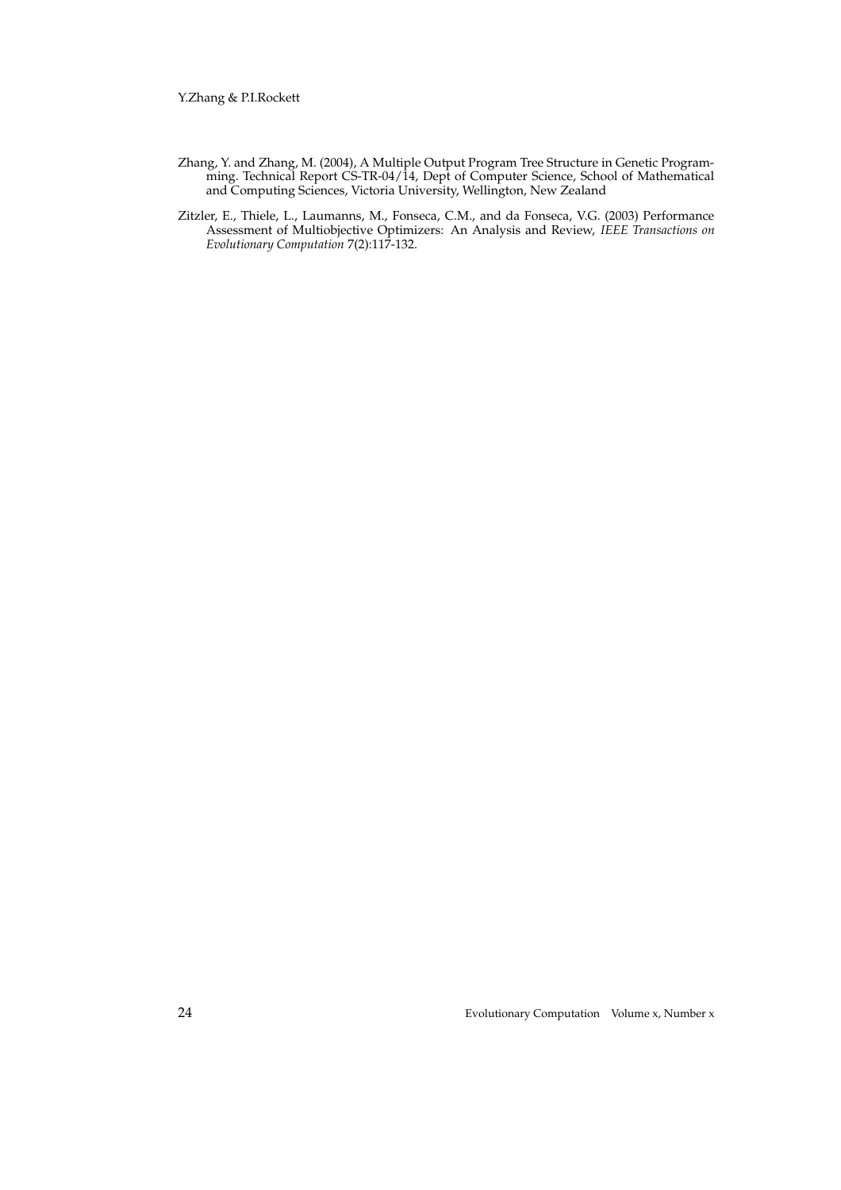Zhang, Y. and Zhang, M. (2004), A Multiple Output Program Tree Structure in Genetic Programming. Technical Report CS-TR-04/14, Dept of Computer Science, School of Mathematical and Computing Sciences, Victoria University, Wellington, New Zealand

Zitzler, E., Thiele, L., Laumanns, M., Fonseca, C.M., and da Fonseca, V.G. (2003) Performance Assessment of Multiobjective Optimizers: An Analysis and Review, *IEEE Transactions on Evolutionary Computation* 7(2):117-132.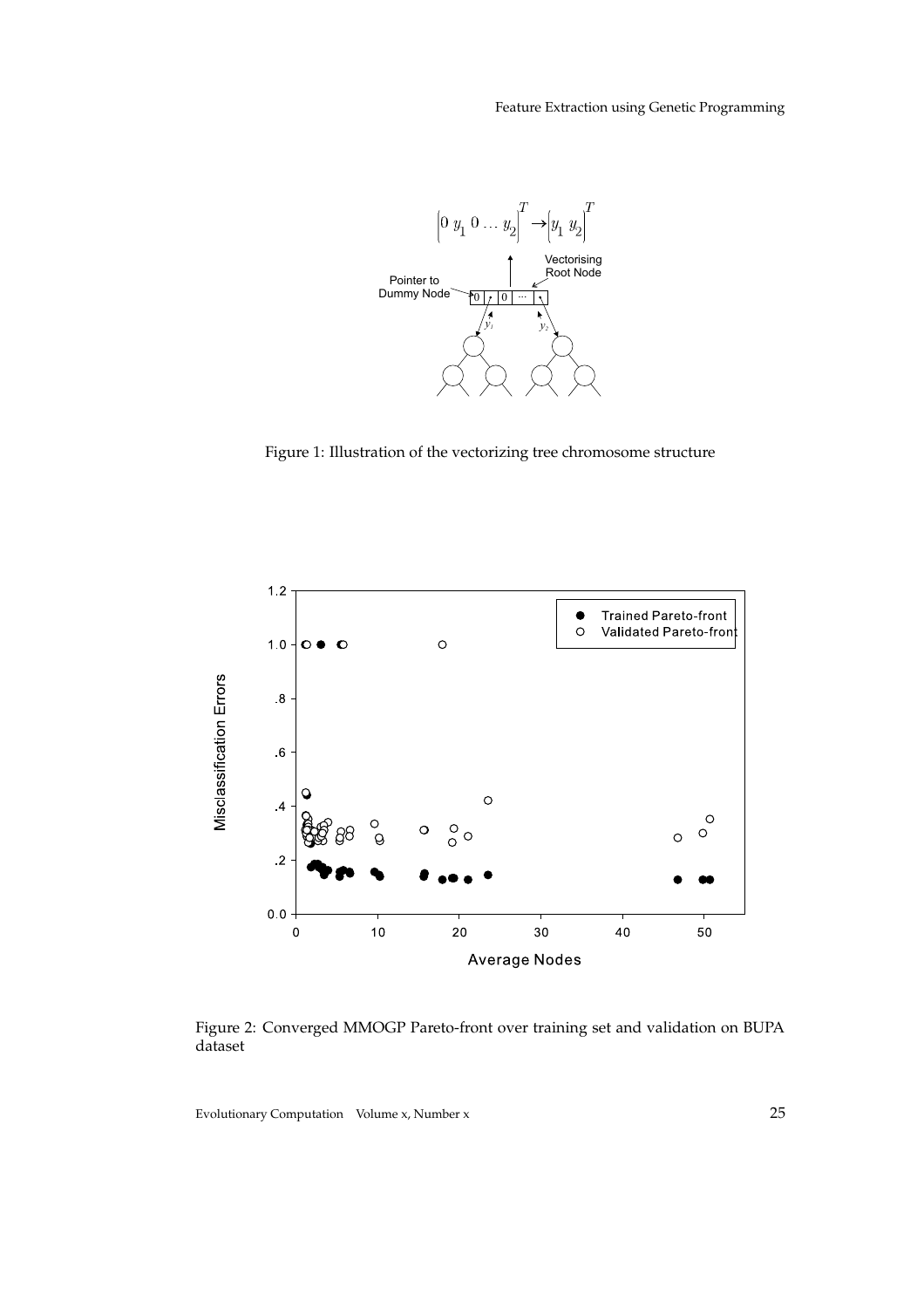Figure 1: Illustration of the vectorizing tree chromosome structure

Figure 2: Converged MMOGP Pareto-front over training set and validation on BUPA dataset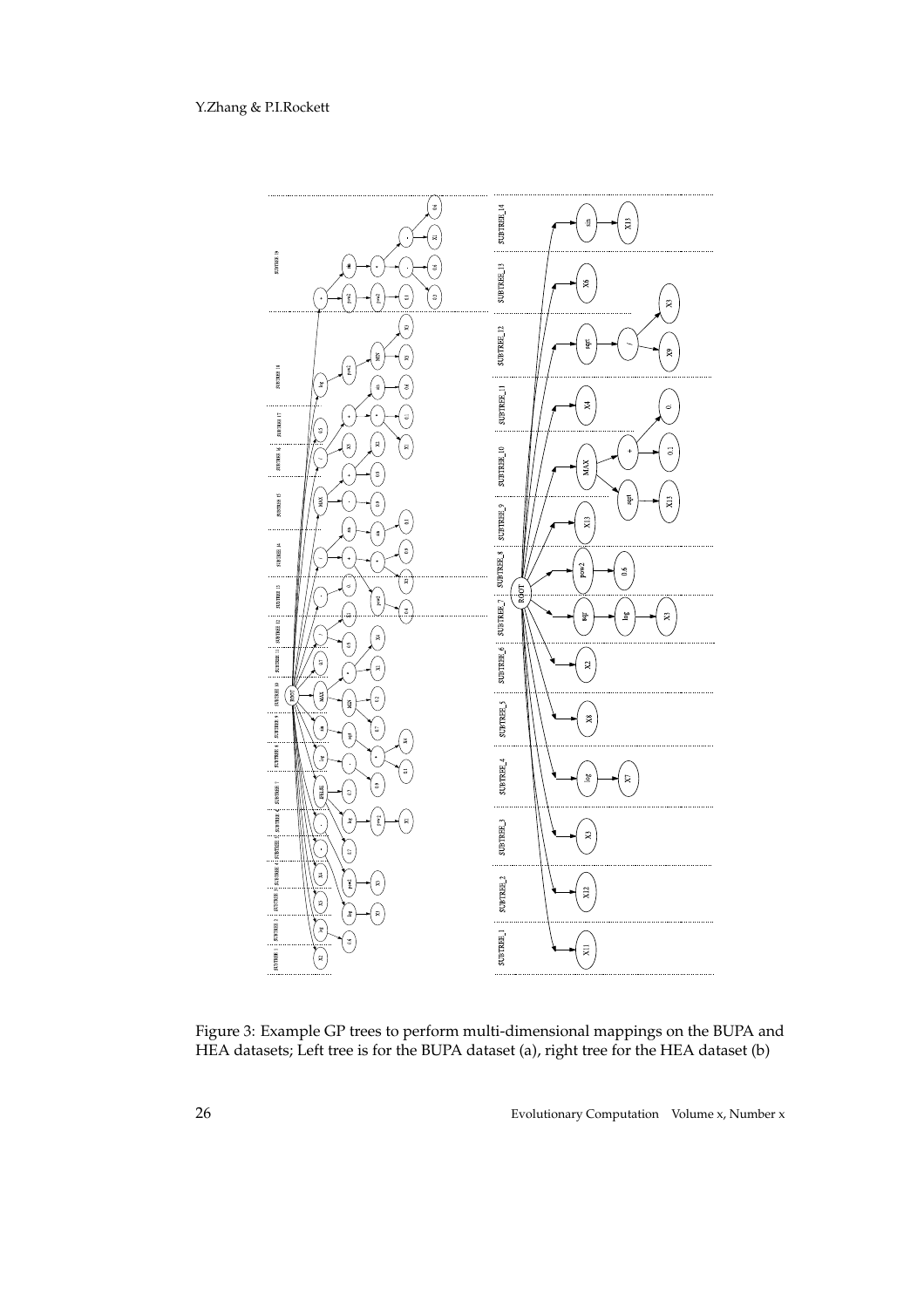Figure 3: Example GP trees to perform multi-dimensional mappings on the BUPA and HEA datasets; Left tree is for the BUPA dataset (a), right tree for the HEA dataset (b)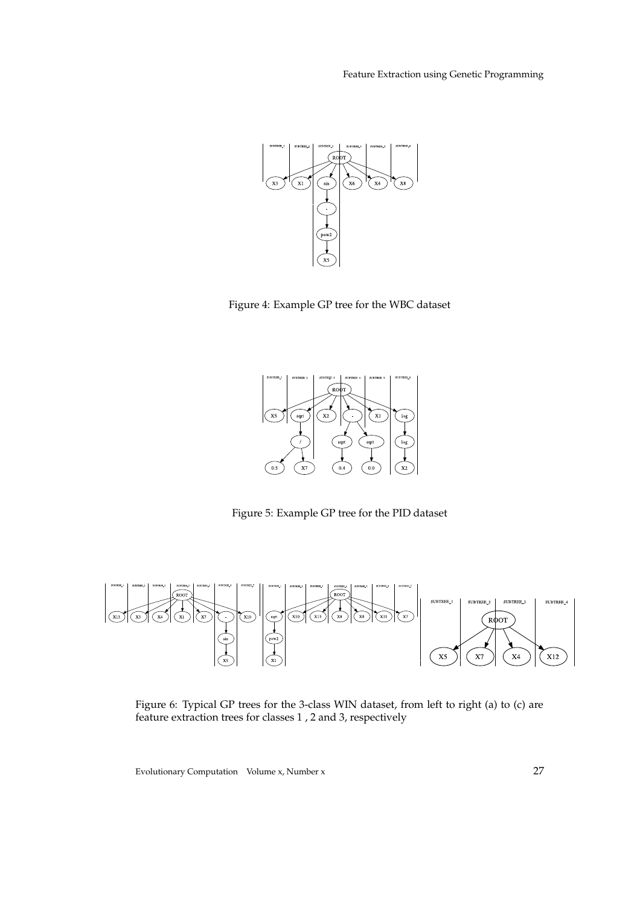SUBTREE_1 SUBTREE_2 SUBTREE_3 SUBTREE_4 SUBTREE_5 SUBTREE_6

ROOT

X3 X1 sin X6 X4 X8

-

pow2

X5

Figure 4: Example GP tree for the WBC dataset

SUBTREE_1 SUBTREE_2 SUBTREE_3 SUBTREE_4 SUBTREE_5 SUBTREE_6

ROOT

X5 sqrt X2 - X1 log

/ sqrt sqrt log

0.5 X7 0.4 0.0 X2

Figure 5: Example GP tree for the PID dataset

SUBTREE_1 SUBTREE_2 SUBTREE_3 SUBTREE_4 SUBTREE_5 SUBTREE_6 SUBTREE_7

ROOT

X13 X3 X4 X1 X7 - X10

sin

X5

SUBTREE_1 SUBTREE_2 SUBTREE_3 SUBTREE_4 SUBTREE_5 SUBTREE_6 SUBTREE_7

ROOT

sqrt X10 X13 X8 X8 X11 X7

pow2

X1

SUBTREE_1 SUBTREE_2 SUBTREE_3 SUBTREE_4

ROOT

X5 X7 X4 X12

Figure 6: Typical GP trees for the 3-class WIN dataset, from left to right (a) to (c) are feature extraction trees for classes 1 , 2 and 3, respectively